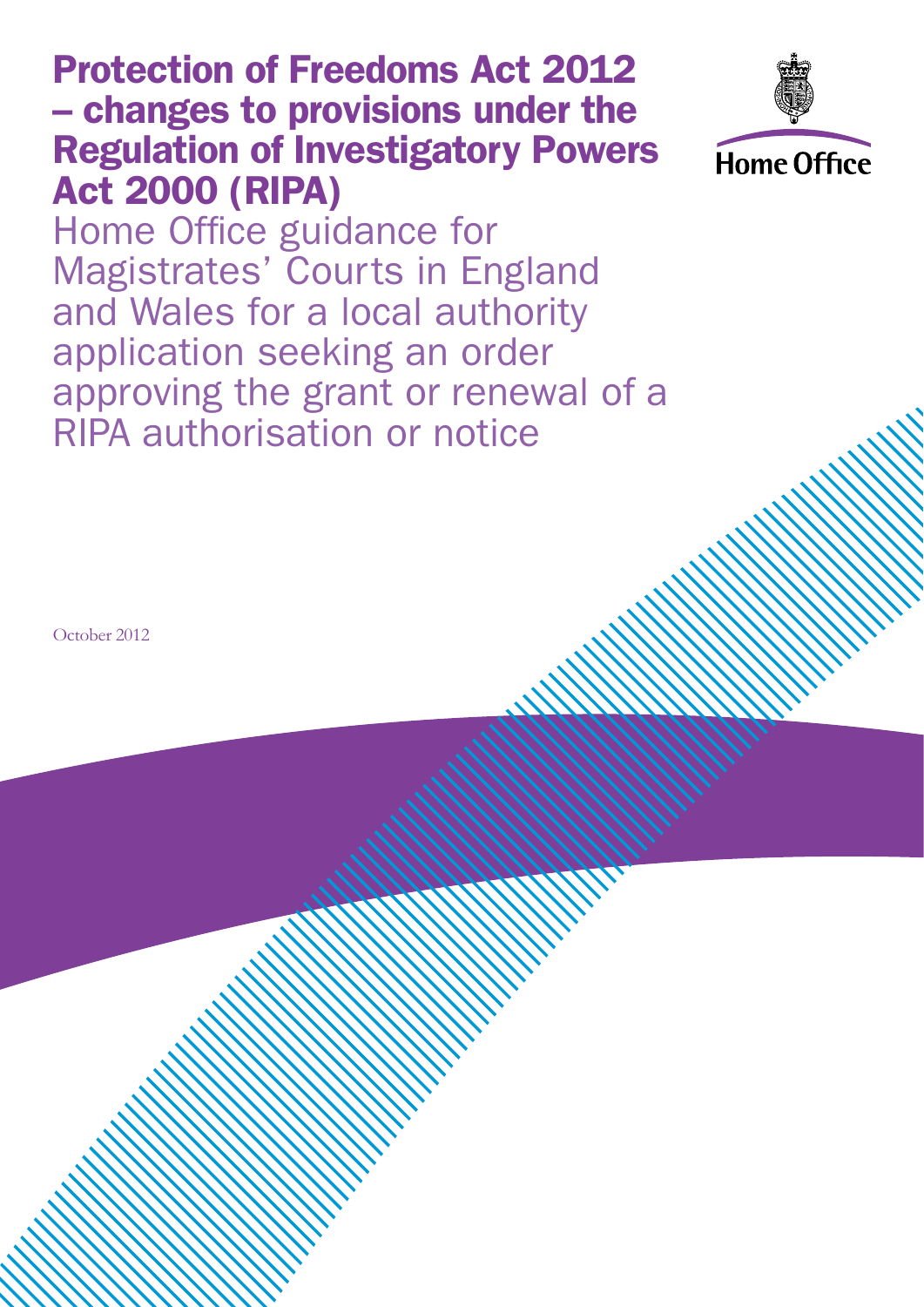# Protection of Freedoms Act 2012 – changes to provisions under the Regulation of Investigatory Powers Act 2000 (RIPA)

## Home Office guidance for Magistrates' Courts in England and Wales for a local authority application seeking an order approving the grant or renewal of a RIPA authorisation or notice

Home Office

October 2012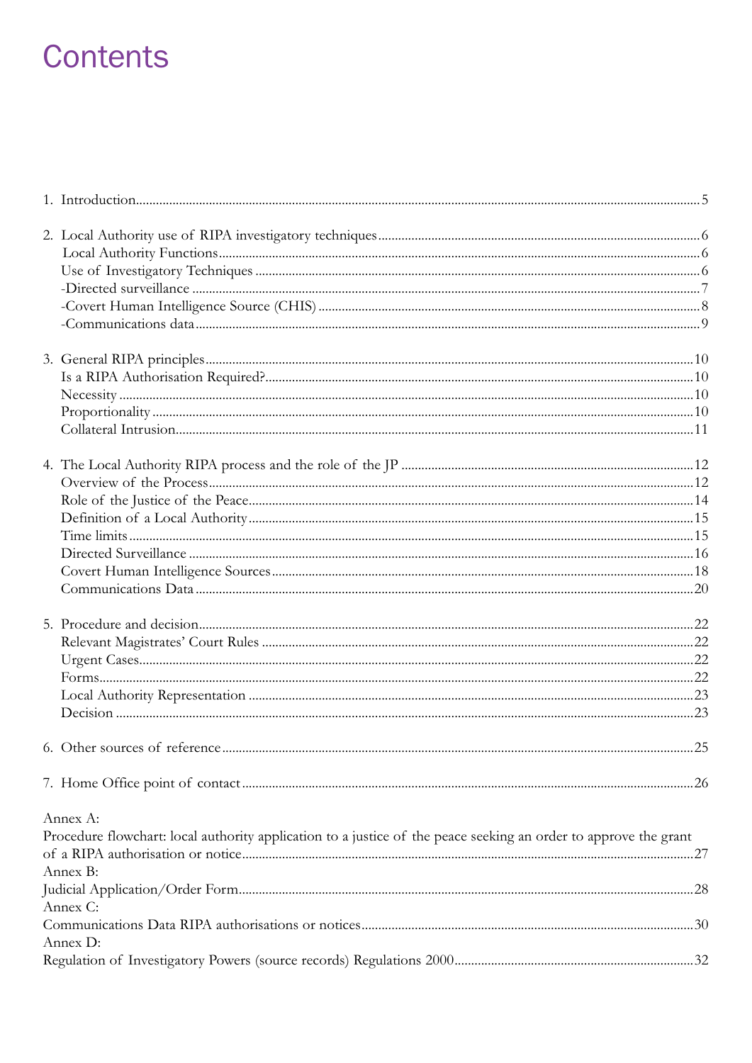# Contents

1. Introduction.....5

2. Local Authority use of RIPA investigatory techniques.....6
   Local Authority Functions.....6
   Use of Investigatory Techniques.....6
   -Directed surveillance.....7
   -Covert Human Intelligence Source (CHIS).....8
   -Communications data.....9

3. General RIPA principles.....10
   Is a RIPA Authorisation Required?.....10
   Necessity.....10
   Proportionality.....10
   Collateral Intrusion.....11

4. The Local Authority RIPA process and the role of the JP.....12
   Overview of the Process.....12
   Role of the Justice of the Peace.....14
   Definition of a Local Authority.....15
   Time limits.....15
   Directed Surveillance.....16
   Covert Human Intelligence Sources.....18
   Communications Data.....20

5. Procedure and decision.....22
   Relevant Magistrates' Court Rules.....22
   Urgent Cases.....22
   Forms.....22
   Local Authority Representation.....23
   Decision.....23

6. Other sources of reference.....25

7. Home Office point of contact.....26

Annex A:
Procedure flowchart: local authority application to a justice of the peace seeking an order to approve the grant of a RIPA authorisation or notice.....27

Annex B:
Judicial Application/Order Form.....28

Annex C:
Communications Data RIPA authorisations or notices.....30

Annex D:
Regulation of Investigatory Powers (source records) Regulations 2000.....32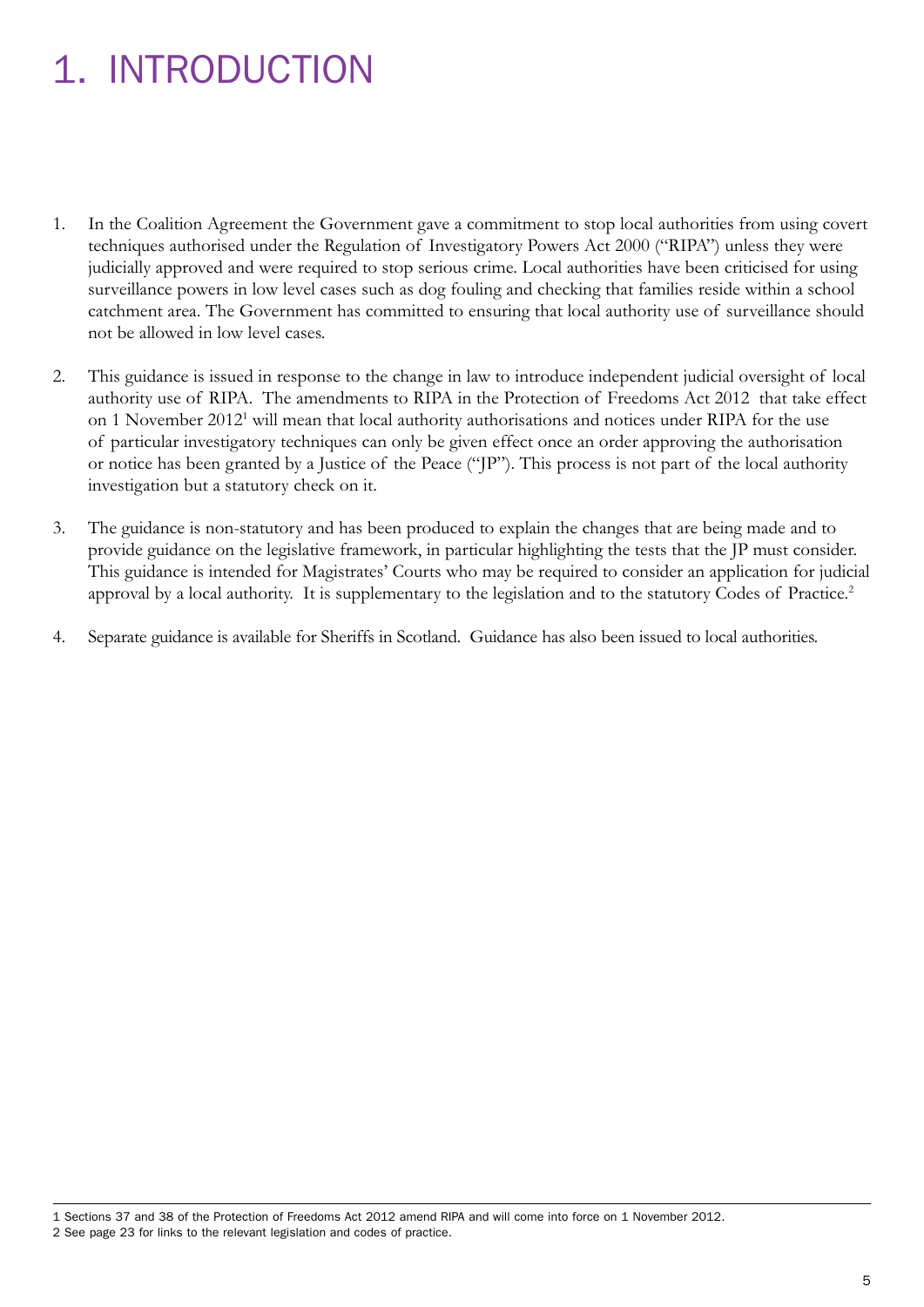# 1. INTRODUCTION

1. In the Coalition Agreement the Government gave a commitment to stop local authorities from using covert techniques authorised under the Regulation of Investigatory Powers Act 2000 ("RIPA") unless they were judicially approved and were required to stop serious crime. Local authorities have been criticised for using surveillance powers in low level cases such as dog fouling and checking that families reside within a school catchment area. The Government has committed to ensuring that local authority use of surveillance should not be allowed in low level cases.

2. This guidance is issued in response to the change in law to introduce independent judicial oversight of local authority use of RIPA. The amendments to RIPA in the Protection of Freedoms Act 2012 that take effect on 1 November 2012[1] will mean that local authority authorisations and notices under RIPA for the use of particular investigatory techniques can only be given effect once an order approving the authorisation or notice has been granted by a Justice of the Peace ("JP"). This process is not part of the local authority investigation but a statutory check on it.

3. The guidance is non-statutory and has been produced to explain the changes that are being made and to provide guidance on the legislative framework, in particular highlighting the tests that the JP must consider. This guidance is intended for Magistrates' Courts who may be required to consider an application for judicial approval by a local authority. It is supplementary to the legislation and to the statutory Codes of Practice.[2]

4. Separate guidance is available for Sheriffs in Scotland. Guidance has also been issued to local authorities.

---

[1] Sections 37 and 38 of the Protection of Freedoms Act 2012 amend RIPA and will come into force on 1 November 2012.

[2] See page 23 for links to the relevant legislation and codes of practice.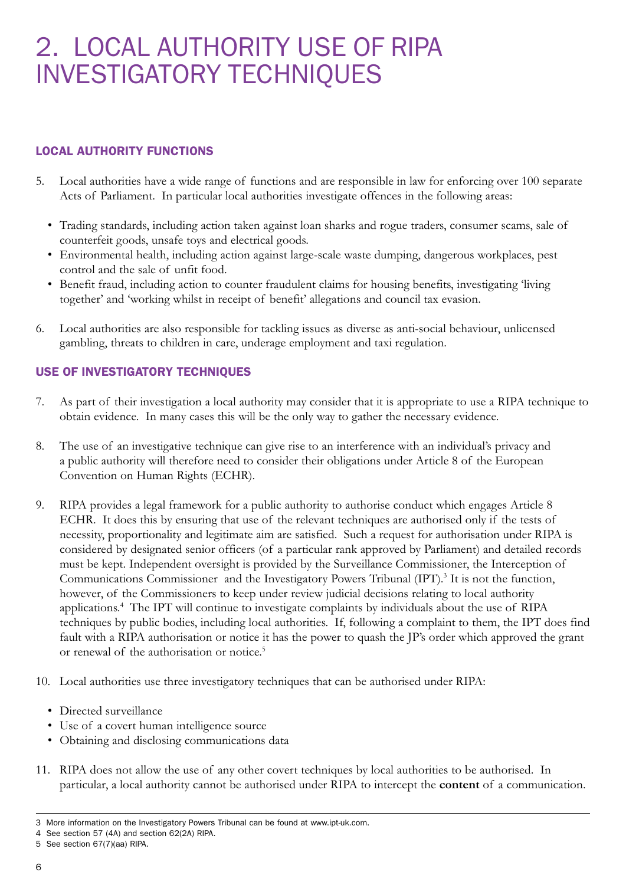# 2. LOCAL AUTHORITY USE OF RIPA INVESTIGATORY TECHNIQUES

## LOCAL AUTHORITY FUNCTIONS

5. Local authorities have a wide range of functions and are responsible in law for enforcing over 100 separate Acts of Parliament. In particular local authorities investigate offences in the following areas:

   - Trading standards, including action taken against loan sharks and rogue traders, consumer scams, sale of counterfeit goods, unsafe toys and electrical goods.
   - Environmental health, including action against large-scale waste dumping, dangerous workplaces, pest control and the sale of unfit food.
   - Benefit fraud, including action to counter fraudulent claims for housing benefits, investigating 'living together' and 'working whilst in receipt of benefit' allegations and council tax evasion.

6. Local authorities are also responsible for tackling issues as diverse as anti-social behaviour, unlicensed gambling, threats to children in care, underage employment and taxi regulation.

## USE OF INVESTIGATORY TECHNIQUES

7. As part of their investigation a local authority may consider that it is appropriate to use a RIPA technique to obtain evidence. In many cases this will be the only way to gather the necessary evidence.

8. The use of an investigative technique can give rise to an interference with an individual's privacy and a public authority will therefore need to consider their obligations under Article 8 of the European Convention on Human Rights (ECHR).

9. RIPA provides a legal framework for a public authority to authorise conduct which engages Article 8 ECHR. It does this by ensuring that use of the relevant techniques are authorised only if the tests of necessity, proportionality and legitimate aim are satisfied. Such a request for authorisation under RIPA is considered by designated senior officers (of a particular rank approved by Parliament) and detailed records must be kept. Independent oversight is provided by the Surveillance Commissioner, the Interception of Communications Commissioner and the Investigatory Powers Tribunal (IPT).[3] It is not the function, however, of the Commissioners to keep under review judicial decisions relating to local authority applications.[4] The IPT will continue to investigate complaints by individuals about the use of RIPA techniques by public bodies, including local authorities. If, following a complaint to them, the IPT does find fault with a RIPA authorisation or notice it has the power to quash the JP's order which approved the grant or renewal of the authorisation or notice.[5]

10. Local authorities use three investigatory techniques that can be authorised under RIPA:

    - Directed surveillance
    - Use of a covert human intelligence source
    - Obtaining and disclosing communications data

11. RIPA does not allow the use of any other covert techniques by local authorities to be authorised. In particular, a local authority cannot be authorised under RIPA to intercept the **content** of a communication.

---

3 More information on the Investigatory Powers Tribunal can be found at www.ipt-uk.com.

4 See section 57 (4A) and section 62(2A) RIPA.

5 See section 67(7)(aa) RIPA.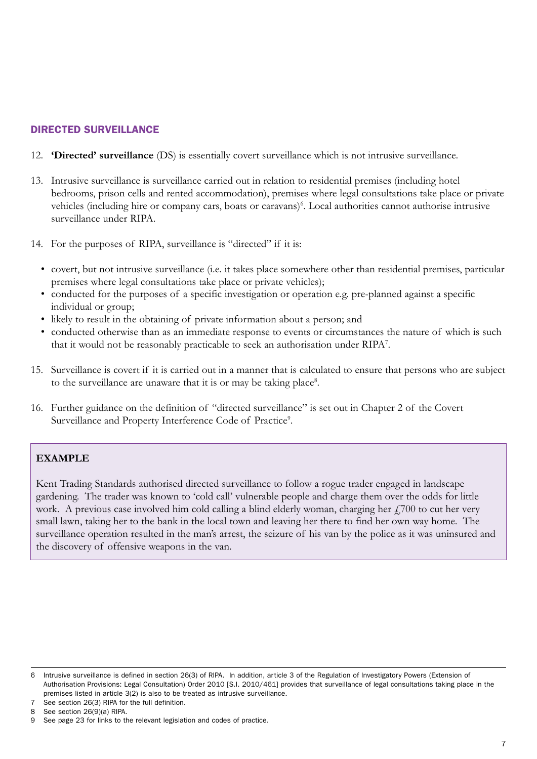## DIRECTED SURVEILLANCE

12. **'Directed' surveillance** (DS) is essentially covert surveillance which is not intrusive surveillance.

13. Intrusive surveillance is surveillance carried out in relation to residential premises (including hotel bedrooms, prison cells and rented accommodation), premises where legal consultations take place or private vehicles (including hire or company cars, boats or caravans)[6]. Local authorities cannot authorise intrusive surveillance under RIPA.

14. For the purposes of RIPA, surveillance is "directed" if it is:

   - covert, but not intrusive surveillance (i.e. it takes place somewhere other than residential premises, particular premises where legal consultations take place or private vehicles);
   - conducted for the purposes of a specific investigation or operation e.g. pre-planned against a specific individual or group;
   - likely to result in the obtaining of private information about a person; and
   - conducted otherwise than as an immediate response to events or circumstances the nature of which is such that it would not be reasonably practicable to seek an authorisation under RIPA[7].

15. Surveillance is covert if it is carried out in a manner that is calculated to ensure that persons who are subject to the surveillance are unaware that it is or may be taking place[8].

16. Further guidance on the definition of "directed surveillance" is set out in Chapter 2 of the Covert Surveillance and Property Interference Code of Practice[9].

> **EXAMPLE**
>
> Kent Trading Standards authorised directed surveillance to follow a rogue trader engaged in landscape gardening. The trader was known to 'cold call' vulnerable people and charge them over the odds for little work. A previous case involved him cold calling a blind elderly woman, charging her £700 to cut her very small lawn, taking her to the bank in the local town and leaving her there to find her own way home. The surveillance operation resulted in the man's arrest, the seizure of his van by the police as it was uninsured and the discovery of offensive weapons in the van.

---

6 Intrusive surveillance is defined in section 26(3) of RIPA. In addition, article 3 of the Regulation of Investigatory Powers (Extension of Authorisation Provisions: Legal Consultation) Order 2010 [S.I. 2010/461] provides that surveillance of legal consultations taking place in the premises listed in article 3(2) is also to be treated as intrusive surveillance.

7 See section 26(3) RIPA for the full definition.

8 See section 26(9)(a) RIPA.

9 See page 23 for links to the relevant legislation and codes of practice.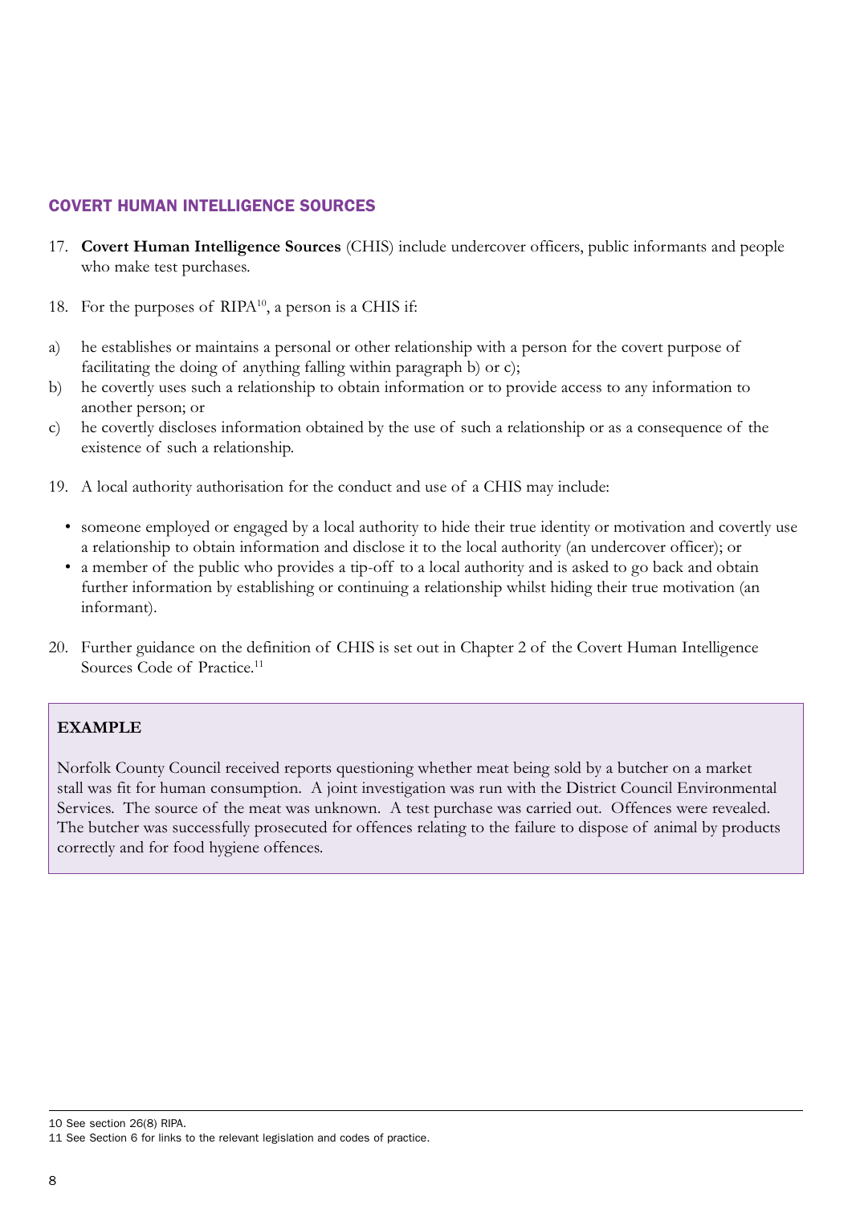## COVERT HUMAN INTELLIGENCE SOURCES

17. **Covert Human Intelligence Sources** (CHIS) include undercover officers, public informants and people who make test purchases.

18. For the purposes of RIPA[10], a person is a CHIS if:

a) he establishes or maintains a personal or other relationship with a person for the covert purpose of facilitating the doing of anything falling within paragraph b) or c);

b) he covertly uses such a relationship to obtain information or to provide access to any information to another person; or

c) he covertly discloses information obtained by the use of such a relationship or as a consequence of the existence of such a relationship.

19. A local authority authorisation for the conduct and use of a CHIS may include:

- someone employed or engaged by a local authority to hide their true identity or motivation and covertly use a relationship to obtain information and disclose it to the local authority (an undercover officer); or
- a member of the public who provides a tip-off to a local authority and is asked to go back and obtain further information by establishing or continuing a relationship whilst hiding their true motivation (an informant).

20. Further guidance on the definition of CHIS is set out in Chapter 2 of the Covert Human Intelligence Sources Code of Practice.[11]

**EXAMPLE**

Norfolk County Council received reports questioning whether meat being sold by a butcher on a market stall was fit for human consumption. A joint investigation was run with the District Council Environmental Services. The source of the meat was unknown. A test purchase was carried out. Offences were revealed. The butcher was successfully prosecuted for offences relating to the failure to dispose of animal by products correctly and for food hygiene offences.

---

10 See section 26(8) RIPA.

11 See Section 6 for links to the relevant legislation and codes of practice.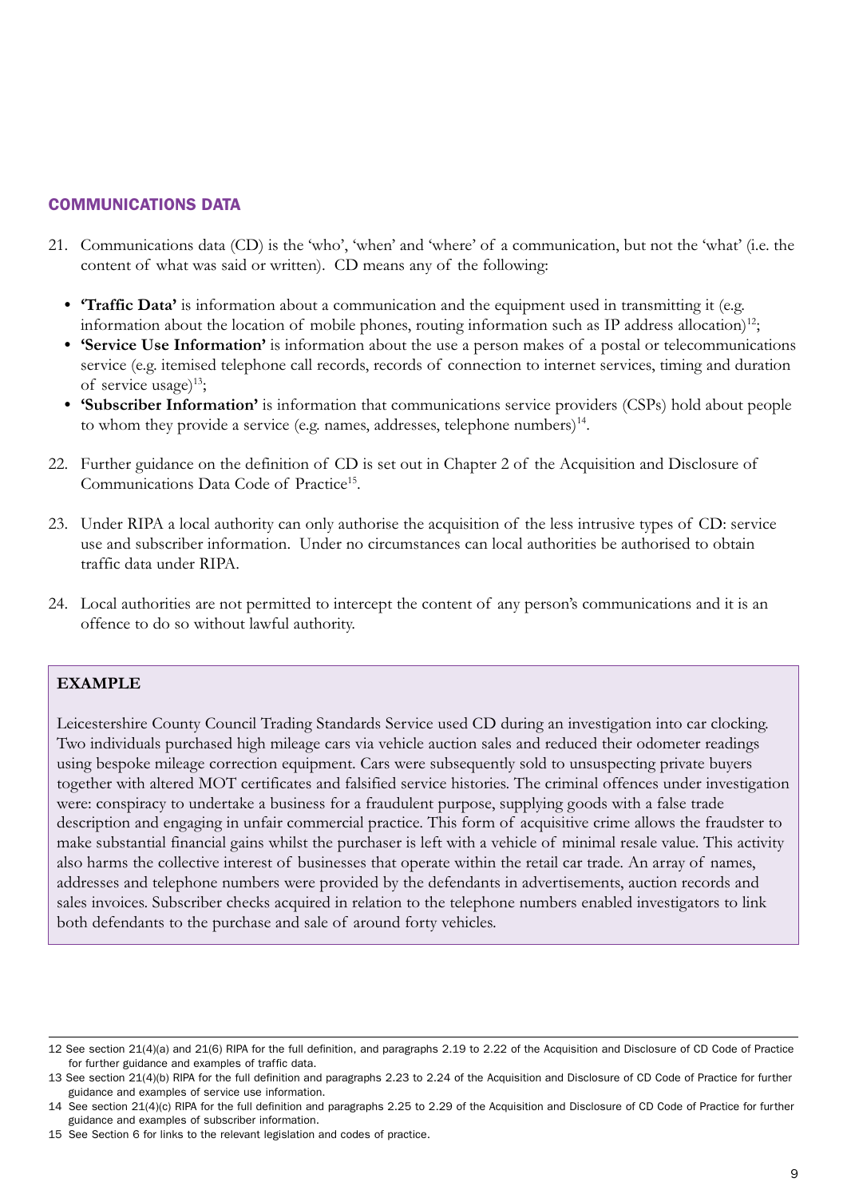## COMMUNICATIONS DATA

21. Communications data (CD) is the 'who', 'when' and 'where' of a communication, but not the 'what' (i.e. the content of what was said or written). CD means any of the following:

   - **'Traffic Data'** is information about a communication and the equipment used in transmitting it (e.g. information about the location of mobile phones, routing information such as IP address allocation)[12];
   - **'Service Use Information'** is information about the use a person makes of a postal or telecommunications service (e.g. itemised telephone call records, records of connection to internet services, timing and duration of service usage)[13];
   - **'Subscriber Information'** is information that communications service providers (CSPs) hold about people to whom they provide a service (e.g. names, addresses, telephone numbers)[14].

22. Further guidance on the definition of CD is set out in Chapter 2 of the Acquisition and Disclosure of Communications Data Code of Practice[15].

23. Under RIPA a local authority can only authorise the acquisition of the less intrusive types of CD: service use and subscriber information. Under no circumstances can local authorities be authorised to obtain traffic data under RIPA.

24. Local authorities are not permitted to intercept the content of any person's communications and it is an offence to do so without lawful authority.

> **EXAMPLE**
>
> Leicestershire County Council Trading Standards Service used CD during an investigation into car clocking. Two individuals purchased high mileage cars via vehicle auction sales and reduced their odometer readings using bespoke mileage correction equipment. Cars were subsequently sold to unsuspecting private buyers together with altered MOT certificates and falsified service histories. The criminal offences under investigation were: conspiracy to undertake a business for a fraudulent purpose, supplying goods with a false trade description and engaging in unfair commercial practice. This form of acquisitive crime allows the fraudster to make substantial financial gains whilst the purchaser is left with a vehicle of minimal resale value. This activity also harms the collective interest of businesses that operate within the retail car trade. An array of names, addresses and telephone numbers were provided by the defendants in advertisements, auction records and sales invoices. Subscriber checks acquired in relation to the telephone numbers enabled investigators to link both defendants to the purchase and sale of around forty vehicles.

---

12 See section 21(4)(a) and 21(6) RIPA for the full definition, and paragraphs 2.19 to 2.22 of the Acquisition and Disclosure of CD Code of Practice for further guidance and examples of traffic data.

13 See section 21(4)(b) RIPA for the full definition and paragraphs 2.23 to 2.24 of the Acquisition and Disclosure of CD Code of Practice for further guidance and examples of service use information.

14 See section 21(4)(c) RIPA for the full definition and paragraphs 2.25 to 2.29 of the Acquisition and Disclosure of CD Code of Practice for further guidance and examples of subscriber information.

15 See Section 6 for links to the relevant legislation and codes of practice.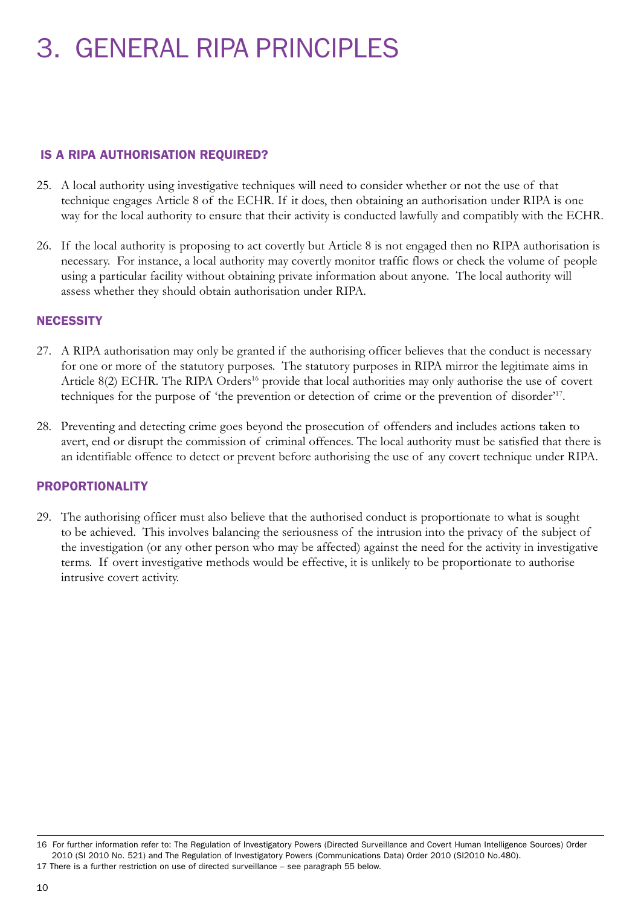# 3. GENERAL RIPA PRINCIPLES

## IS A RIPA AUTHORISATION REQUIRED?

25. A local authority using investigative techniques will need to consider whether or not the use of that technique engages Article 8 of the ECHR. If it does, then obtaining an authorisation under RIPA is one way for the local authority to ensure that their activity is conducted lawfully and compatibly with the ECHR.

26. If the local authority is proposing to act covertly but Article 8 is not engaged then no RIPA authorisation is necessary. For instance, a local authority may covertly monitor traffic flows or check the volume of people using a particular facility without obtaining private information about anyone. The local authority will assess whether they should obtain authorisation under RIPA.

## NECESSITY

27. A RIPA authorisation may only be granted if the authorising officer believes that the conduct is necessary for one or more of the statutory purposes. The statutory purposes in RIPA mirror the legitimate aims in Article 8(2) ECHR. The RIPA Orders[16] provide that local authorities may only authorise the use of covert techniques for the purpose of 'the prevention or detection of crime or the prevention of disorder'[17].

28. Preventing and detecting crime goes beyond the prosecution of offenders and includes actions taken to avert, end or disrupt the commission of criminal offences. The local authority must be satisfied that there is an identifiable offence to detect or prevent before authorising the use of any covert technique under RIPA.

## PROPORTIONALITY

29. The authorising officer must also believe that the authorised conduct is proportionate to what is sought to be achieved. This involves balancing the seriousness of the intrusion into the privacy of the subject of the investigation (or any other person who may be affected) against the need for the activity in investigative terms. If overt investigative methods would be effective, it is unlikely to be proportionate to authorise intrusive covert activity.

---

16 For further information refer to: The Regulation of Investigatory Powers (Directed Surveillance and Covert Human Intelligence Sources) Order 2010 (SI 2010 No. 521) and The Regulation of Investigatory Powers (Communications Data) Order 2010 (SI2010 No.480).

17 There is a further restriction on use of directed surveillance – see paragraph 55 below.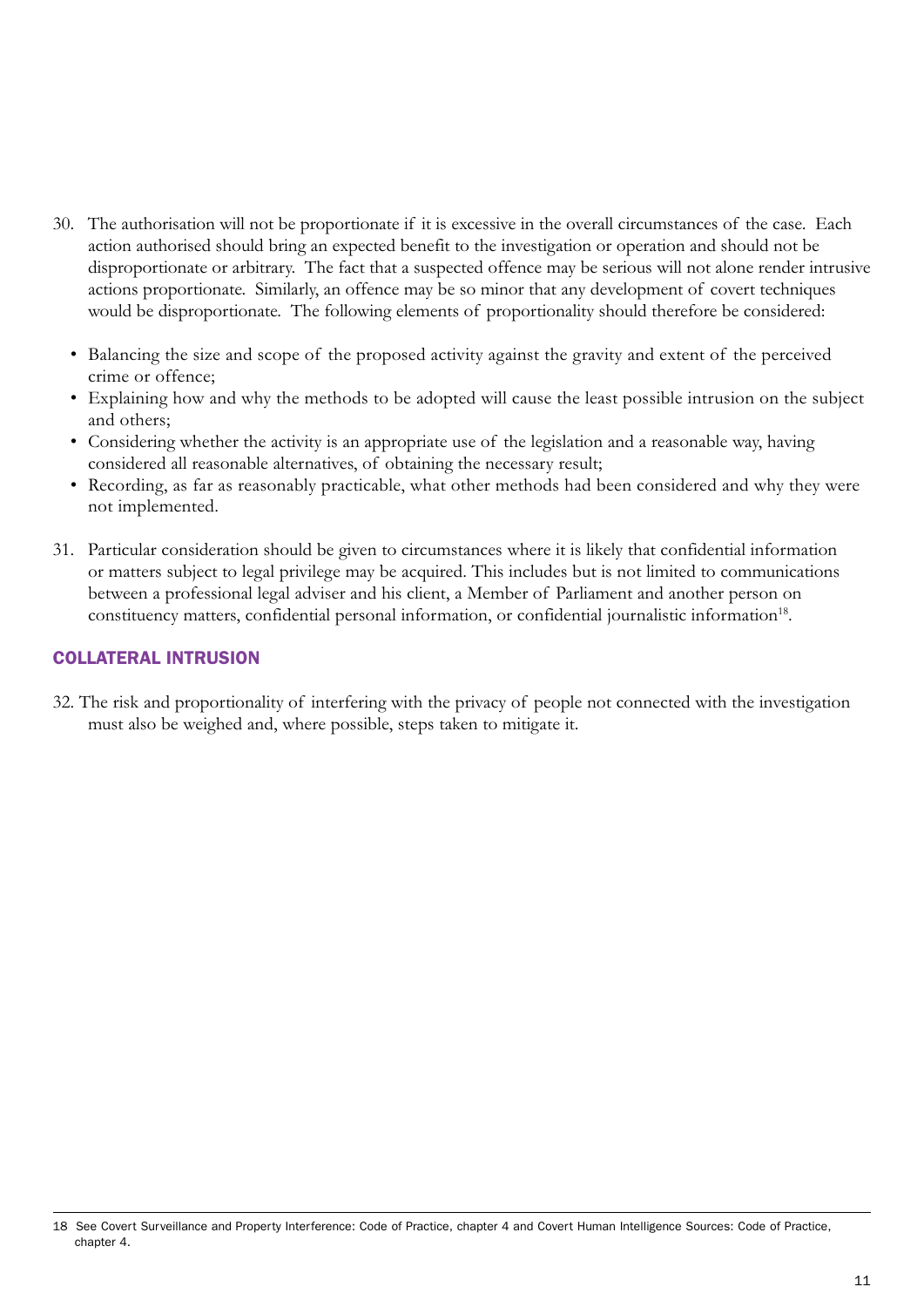30. The authorisation will not be proportionate if it is excessive in the overall circumstances of the case. Each action authorised should bring an expected benefit to the investigation or operation and should not be disproportionate or arbitrary. The fact that a suspected offence may be serious will not alone render intrusive actions proportionate. Similarly, an offence may be so minor that any development of covert techniques would be disproportionate. The following elements of proportionality should therefore be considered:

   - Balancing the size and scope of the proposed activity against the gravity and extent of the perceived crime or offence;
   - Explaining how and why the methods to be adopted will cause the least possible intrusion on the subject and others;
   - Considering whether the activity is an appropriate use of the legislation and a reasonable way, having considered all reasonable alternatives, of obtaining the necessary result;
   - Recording, as far as reasonably practicable, what other methods had been considered and why they were not implemented.

31. Particular consideration should be given to circumstances where it is likely that confidential information or matters subject to legal privilege may be acquired. This includes but is not limited to communications between a professional legal adviser and his client, a Member of Parliament and another person on constituency matters, confidential personal information, or confidential journalistic information[18].

## COLLATERAL INTRUSION

32. The risk and proportionality of interfering with the privacy of people not connected with the investigation must also be weighed and, where possible, steps taken to mitigate it.

---

18 See Covert Surveillance and Property Interference: Code of Practice, chapter 4 and Covert Human Intelligence Sources: Code of Practice, chapter 4.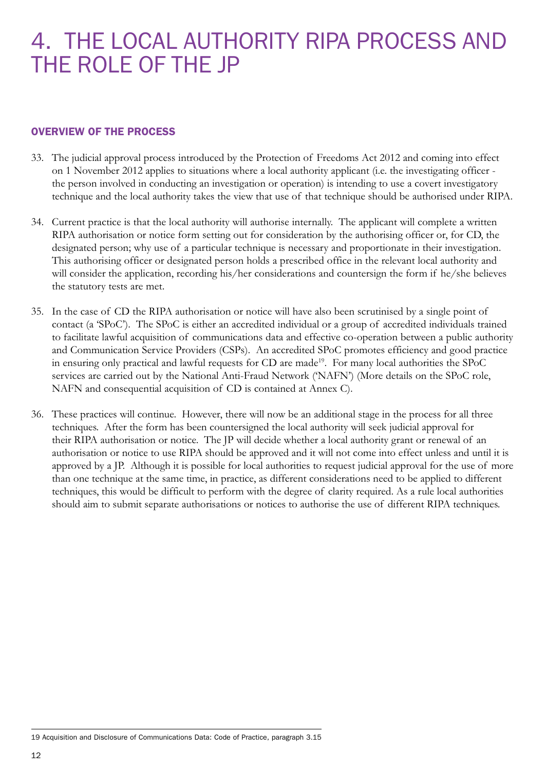# 4. THE LOCAL AUTHORITY RIPA PROCESS AND THE ROLE OF THE JP

## OVERVIEW OF THE PROCESS

33. The judicial approval process introduced by the Protection of Freedoms Act 2012 and coming into effect on 1 November 2012 applies to situations where a local authority applicant (i.e. the investigating officer - the person involved in conducting an investigation or operation) is intending to use a covert investigatory technique and the local authority takes the view that use of that technique should be authorised under RIPA.

34. Current practice is that the local authority will authorise internally. The applicant will complete a written RIPA authorisation or notice form setting out for consideration by the authorising officer or, for CD, the designated person; why use of a particular technique is necessary and proportionate in their investigation. This authorising officer or designated person holds a prescribed office in the relevant local authority and will consider the application, recording his/her considerations and countersign the form if he/she believes the statutory tests are met.

35. In the case of CD the RIPA authorisation or notice will have also been scrutinised by a single point of contact (a 'SPoC'). The SPoC is either an accredited individual or a group of accredited individuals trained to facilitate lawful acquisition of communications data and effective co-operation between a public authority and Communication Service Providers (CSPs). An accredited SPoC promotes efficiency and good practice in ensuring only practical and lawful requests for CD are made[19]. For many local authorities the SPoC services are carried out by the National Anti-Fraud Network ('NAFN') (More details on the SPoC role, NAFN and consequential acquisition of CD is contained at Annex C).

36. These practices will continue. However, there will now be an additional stage in the process for all three techniques. After the form has been countersigned the local authority will seek judicial approval for their RIPA authorisation or notice. The JP will decide whether a local authority grant or renewal of an authorisation or notice to use RIPA should be approved and it will not come into effect unless and until it is approved by a JP. Although it is possible for local authorities to request judicial approval for the use of more than one technique at the same time, in practice, as different considerations need to be applied to different techniques, this would be difficult to perform with the degree of clarity required. As a rule local authorities should aim to submit separate authorisations or notices to authorise the use of different RIPA techniques.

---

19 Acquisition and Disclosure of Communications Data: Code of Practice, paragraph 3.15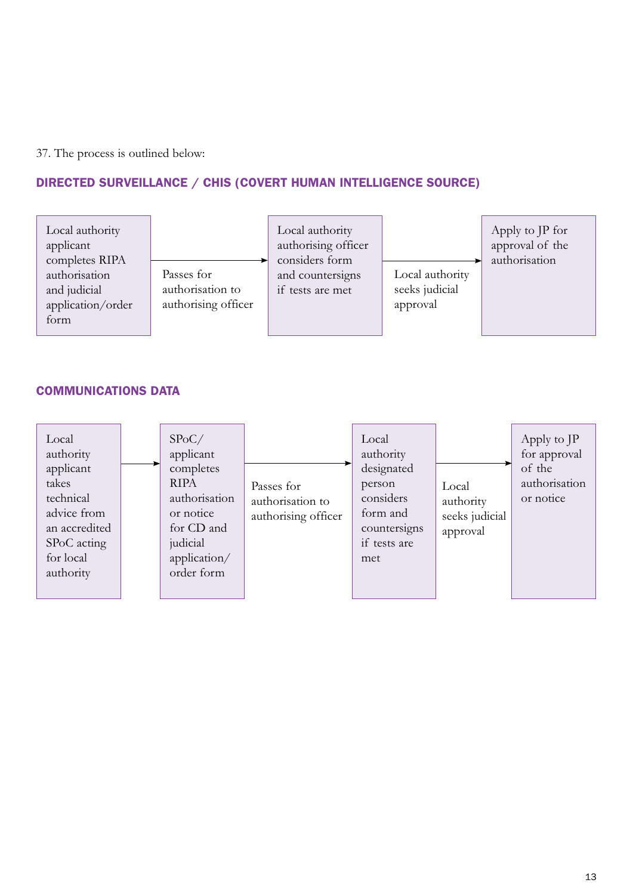37. The process is outlined below:

## DIRECTED SURVEILLANCE / CHIS (COVERT HUMAN INTELLIGENCE SOURCE)

Local authority applicant completes RIPA authorisation and judicial application/order form

→ Passes for authorisation to authorising officer →

Local authority authorising officer considers form and countersigns if tests are met

→ Local authority seeks judicial approval →

Apply to JP for approval of the authorisation

## COMMUNICATIONS DATA

Local authority applicant takes technical advice from an accredited SPoC acting for local authority

→

SPoC/ applicant completes RIPA authorisation or notice for CD and judicial application/ order form

→ Passes for authorisation to authorising officer →

Local authority designated person considers form and countersigns if tests are met

→ Local authority seeks judicial approval →

Apply to JP for approval of the authorisation or notice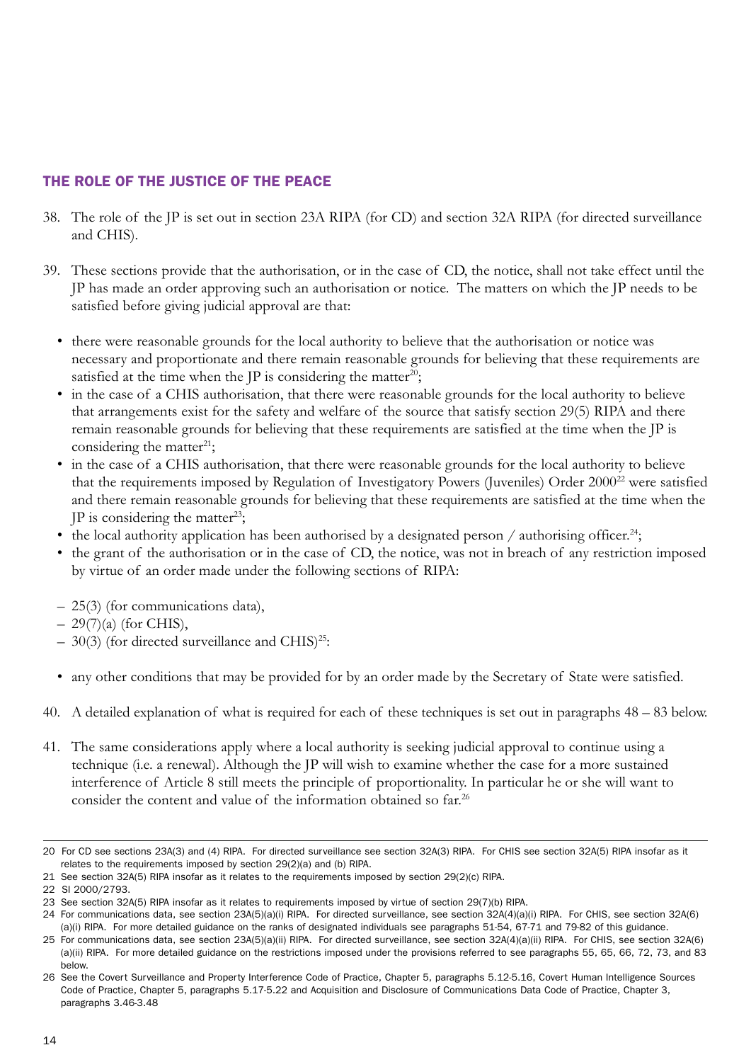## THE ROLE OF THE JUSTICE OF THE PEACE

38. The role of the JP is set out in section 23A RIPA (for CD) and section 32A RIPA (for directed surveillance and CHIS).

39. These sections provide that the authorisation, or in the case of CD, the notice, shall not take effect until the JP has made an order approving such an authorisation or notice. The matters on which the JP needs to be satisfied before giving judicial approval are that:

   - there were reasonable grounds for the local authority to believe that the authorisation or notice was necessary and proportionate and there remain reasonable grounds for believing that these requirements are satisfied at the time when the JP is considering the matter[20];
   - in the case of a CHIS authorisation, that there were reasonable grounds for the local authority to believe that arrangements exist for the safety and welfare of the source that satisfy section 29(5) RIPA and there remain reasonable grounds for believing that these requirements are satisfied at the time when the JP is considering the matter[21];
   - in the case of a CHIS authorisation, that there were reasonable grounds for the local authority to believe that the requirements imposed by Regulation of Investigatory Powers (Juveniles) Order 2000[22] were satisfied and there remain reasonable grounds for believing that these requirements are satisfied at the time when the JP is considering the matter[23];
   - the local authority application has been authorised by a designated person / authorising officer.[24];
   - the grant of the authorisation or in the case of CD, the notice, was not in breach of any restriction imposed by virtue of an order made under the following sections of RIPA:

   – 25(3) (for communications data),
   – 29(7)(a) (for CHIS),
   – 30(3) (for directed surveillance and CHIS)[25]:

   - any other conditions that may be provided for by an order made by the Secretary of State were satisfied.

40. A detailed explanation of what is required for each of these techniques is set out in paragraphs 48 – 83 below.

41. The same considerations apply where a local authority is seeking judicial approval to continue using a technique (i.e. a renewal). Although the JP will wish to examine whether the case for a more sustained interference of Article 8 still meets the principle of proportionality. In particular he or she will want to consider the content and value of the information obtained so far.[26]

---

20 For CD see sections 23A(3) and (4) RIPA. For directed surveillance see section 32A(3) RIPA. For CHIS see section 32A(5) RIPA insofar as it relates to the requirements imposed by section 29(2)(a) and (b) RIPA.

21 See section 32A(5) RIPA insofar as it relates to the requirements imposed by section 29(2)(c) RIPA.

22 SI 2000/2793.

23 See section 32A(5) RIPA insofar as it relates to requirements imposed by virtue of section 29(7)(b) RIPA.

24 For communications data, see section 23A(5)(a)(i) RIPA. For directed surveillance, see section 32A(4)(a)(i) RIPA. For CHIS, see section 32A(6)(a)(i) RIPA. For more detailed guidance on the ranks of designated individuals see paragraphs 51-54, 67-71 and 79-82 of this guidance.

25 For communications data, see section 23A(5)(a)(ii) RIPA. For directed surveillance, see section 32A(4)(a)(ii) RIPA. For CHIS, see section 32A(6)(a)(ii) RIPA. For more detailed guidance on the restrictions imposed under the provisions referred to see paragraphs 55, 65, 66, 72, 73, and 83 below.

26 See the Covert Surveillance and Property Interference Code of Practice, Chapter 5, paragraphs 5.12-5.16, Covert Human Intelligence Sources Code of Practice, Chapter 5, paragraphs 5.17-5.22 and Acquisition and Disclosure of Communications Data Code of Practice, Chapter 3, paragraphs 3.46-3.48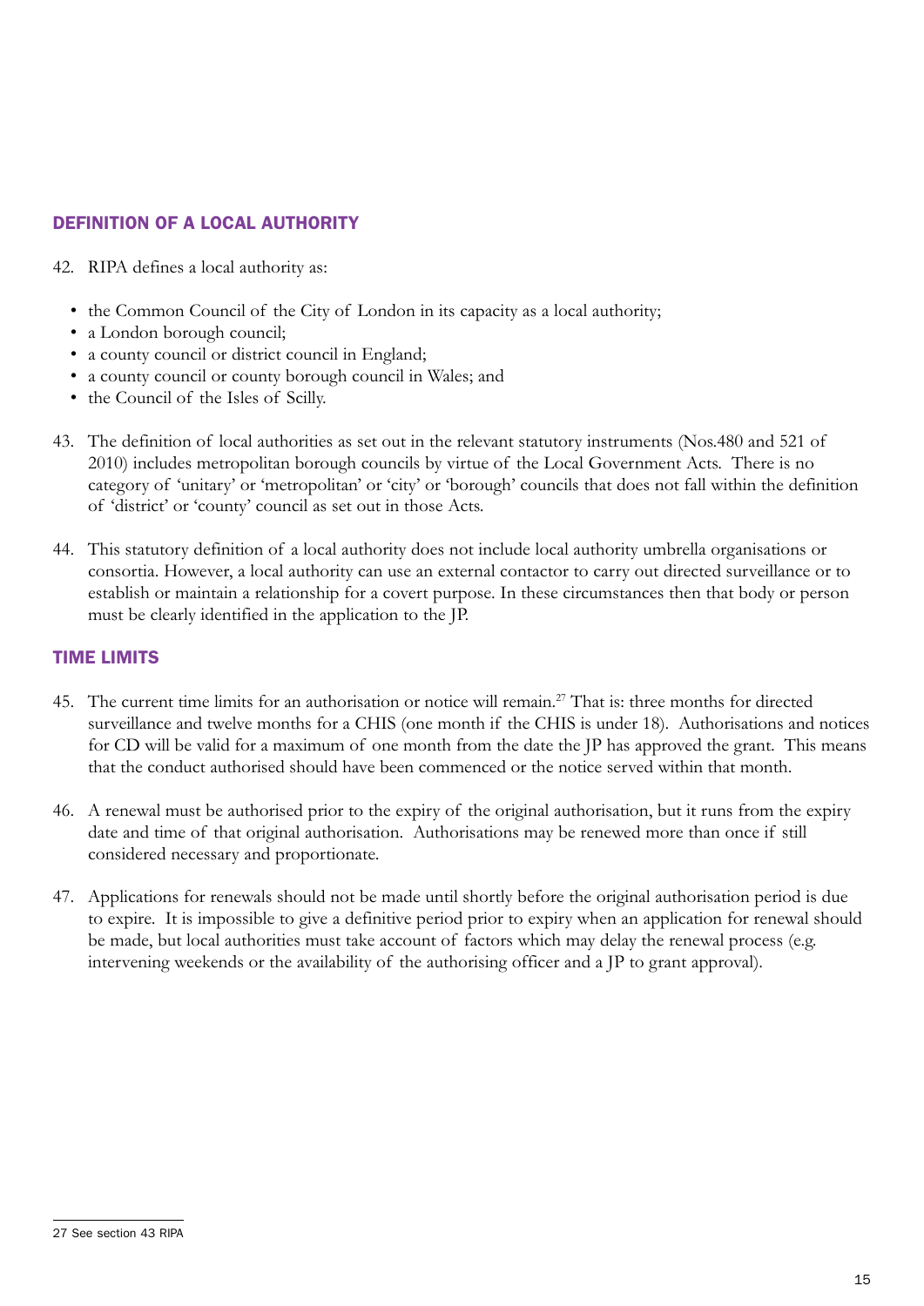## DEFINITION OF A LOCAL AUTHORITY

42. RIPA defines a local authority as:

- the Common Council of the City of London in its capacity as a local authority;
- a London borough council;
- a county council or district council in England;
- a county council or county borough council in Wales; and
- the Council of the Isles of Scilly.

43. The definition of local authorities as set out in the relevant statutory instruments (Nos.480 and 521 of 2010) includes metropolitan borough councils by virtue of the Local Government Acts. There is no category of 'unitary' or 'metropolitan' or 'city' or 'borough' councils that does not fall within the definition of 'district' or 'county' council as set out in those Acts.

44. This statutory definition of a local authority does not include local authority umbrella organisations or consortia. However, a local authority can use an external contactor to carry out directed surveillance or to establish or maintain a relationship for a covert purpose. In these circumstances then that body or person must be clearly identified in the application to the JP.

## TIME LIMITS

45. The current time limits for an authorisation or notice will remain.[27] That is: three months for directed surveillance and twelve months for a CHIS (one month if the CHIS is under 18). Authorisations and notices for CD will be valid for a maximum of one month from the date the JP has approved the grant. This means that the conduct authorised should have been commenced or the notice served within that month.

46. A renewal must be authorised prior to the expiry of the original authorisation, but it runs from the expiry date and time of that original authorisation. Authorisations may be renewed more than once if still considered necessary and proportionate.

47. Applications for renewals should not be made until shortly before the original authorisation period is due to expire. It is impossible to give a definitive period prior to expiry when an application for renewal should be made, but local authorities must take account of factors which may delay the renewal process (e.g. intervening weekends or the availability of the authorising officer and a JP to grant approval).

---

27 See section 43 RIPA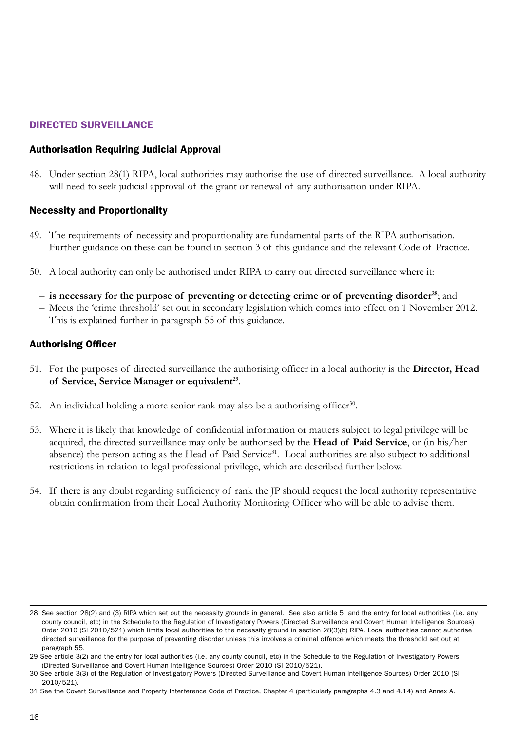## DIRECTED SURVEILLANCE

### Authorisation Requiring Judicial Approval

48. Under section 28(1) RIPA, local authorities may authorise the use of directed surveillance. A local authority will need to seek judicial approval of the grant or renewal of any authorisation under RIPA.

### Necessity and Proportionality

49. The requirements of necessity and proportionality are fundamental parts of the RIPA authorisation. Further guidance on these can be found in section 3 of this guidance and the relevant Code of Practice.

50. A local authority can only be authorised under RIPA to carry out directed surveillance where it:

   – **is necessary for the purpose of preventing or detecting crime or of preventing disorder**[28]; and
   – Meets the 'crime threshold' set out in secondary legislation which comes into effect on 1 November 2012. This is explained further in paragraph 55 of this guidance.

### Authorising Officer

51. For the purposes of directed surveillance the authorising officer in a local authority is the **Director, Head of Service, Service Manager or equivalent**[29].

52. An individual holding a more senior rank may also be a authorising officer[30].

53. Where it is likely that knowledge of confidential information or matters subject to legal privilege will be acquired, the directed surveillance may only be authorised by the **Head of Paid Service**, or (in his/her absence) the person acting as the Head of Paid Service[31]. Local authorities are also subject to additional restrictions in relation to legal professional privilege, which are described further below.

54. If there is any doubt regarding sufficiency of rank the JP should request the local authority representative obtain confirmation from their Local Authority Monitoring Officer who will be able to advise them.

---

28 See section 28(2) and (3) RIPA which set out the necessity grounds in general. See also article 5 and the entry for local authorities (i.e. any county council, etc) in the Schedule to the Regulation of Investigatory Powers (Directed Surveillance and Covert Human Intelligence Sources) Order 2010 (SI 2010/521) which limits local authorities to the necessity ground in section 28(3)(b) RIPA. Local authorities cannot authorise directed surveillance for the purpose of preventing disorder unless this involves a criminal offence which meets the threshold set out at paragraph 55.

29 See article 3(2) and the entry for local authorities (i.e. any county council, etc) in the Schedule to the Regulation of Investigatory Powers (Directed Surveillance and Covert Human Intelligence Sources) Order 2010 (SI 2010/521).

30 See article 3(3) of the Regulation of Investigatory Powers (Directed Surveillance and Covert Human Intelligence Sources) Order 2010 (SI 2010/521).

31 See the Covert Surveillance and Property Interference Code of Practice, Chapter 4 (particularly paragraphs 4.3 and 4.14) and Annex A.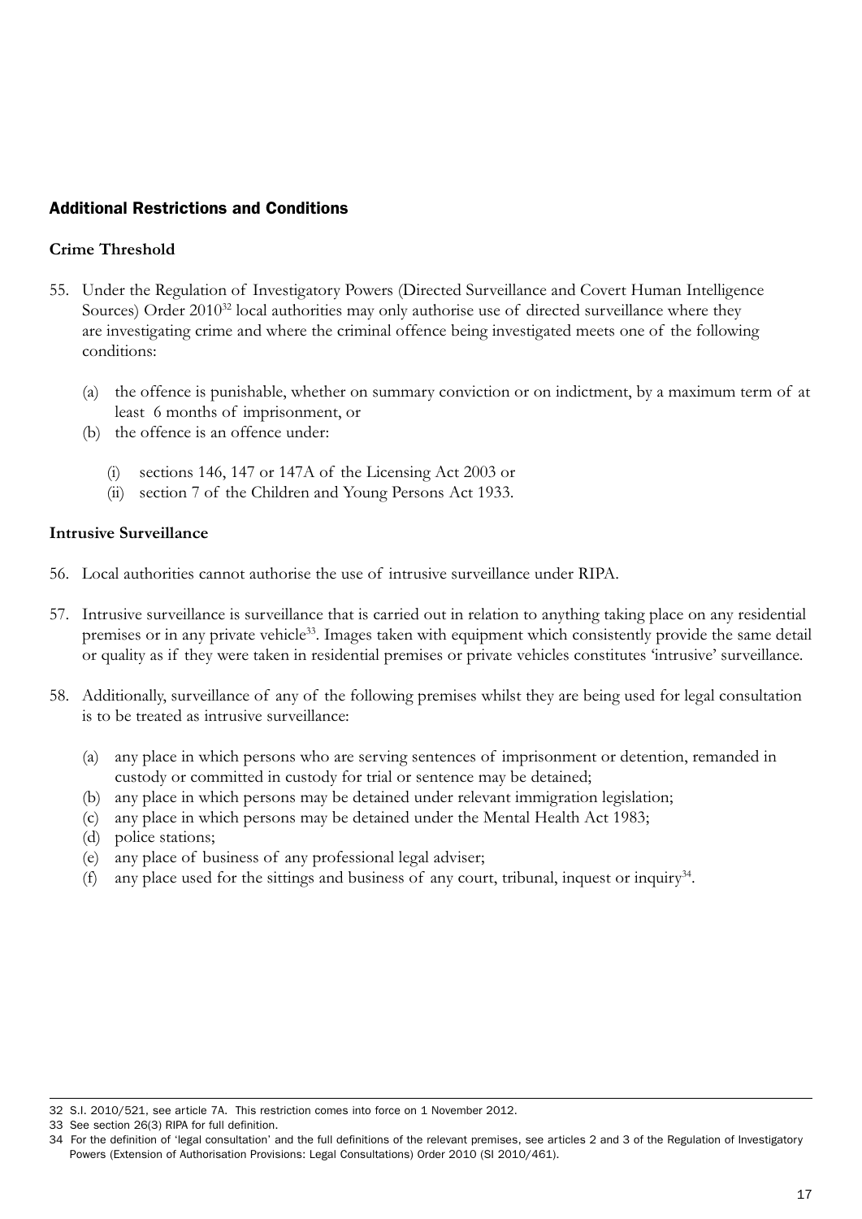## Additional Restrictions and Conditions

### Crime Threshold

55. Under the Regulation of Investigatory Powers (Directed Surveillance and Covert Human Intelligence Sources) Order 2010[32] local authorities may only authorise use of directed surveillance where they are investigating crime and where the criminal offence being investigated meets one of the following conditions:

    (a) the offence is punishable, whether on summary conviction or on indictment, by a maximum term of at least 6 months of imprisonment, or
    (b) the offence is an offence under:

        (i) sections 146, 147 or 147A of the Licensing Act 2003 or
        (ii) section 7 of the Children and Young Persons Act 1933.

### Intrusive Surveillance

56. Local authorities cannot authorise the use of intrusive surveillance under RIPA.

57. Intrusive surveillance is surveillance that is carried out in relation to anything taking place on any residential premises or in any private vehicle[33]. Images taken with equipment which consistently provide the same detail or quality as if they were taken in residential premises or private vehicles constitutes 'intrusive' surveillance.

58. Additionally, surveillance of any of the following premises whilst they are being used for legal consultation is to be treated as intrusive surveillance:

    (a) any place in which persons who are serving sentences of imprisonment or detention, remanded in custody or committed in custody for trial or sentence may be detained;
    (b) any place in which persons may be detained under relevant immigration legislation;
    (c) any place in which persons may be detained under the Mental Health Act 1983;
    (d) police stations;
    (e) any place of business of any professional legal adviser;
    (f) any place used for the sittings and business of any court, tribunal, inquest or inquiry[34].

---

32 S.I. 2010/521, see article 7A. This restriction comes into force on 1 November 2012.

33 See section 26(3) RIPA for full definition.

34 For the definition of 'legal consultation' and the full definitions of the relevant premises, see articles 2 and 3 of the Regulation of Investigatory Powers (Extension of Authorisation Provisions: Legal Consultations) Order 2010 (SI 2010/461).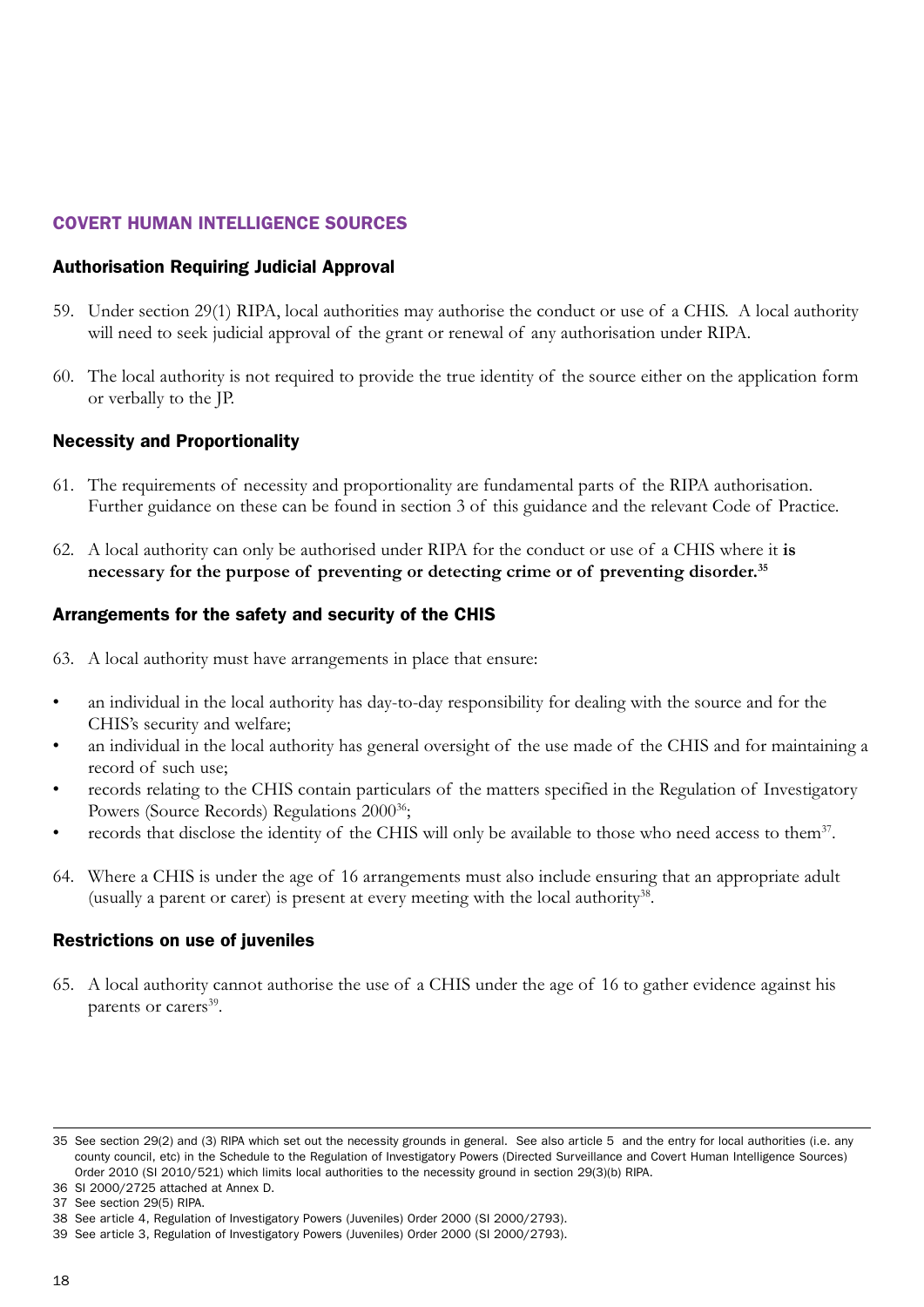## COVERT HUMAN INTELLIGENCE SOURCES

### Authorisation Requiring Judicial Approval

59. Under section 29(1) RIPA, local authorities may authorise the conduct or use of a CHIS. A local authority will need to seek judicial approval of the grant or renewal of any authorisation under RIPA.

60. The local authority is not required to provide the true identity of the source either on the application form or verbally to the JP.

### Necessity and Proportionality

61. The requirements of necessity and proportionality are fundamental parts of the RIPA authorisation. Further guidance on these can be found in section 3 of this guidance and the relevant Code of Practice.

62. A local authority can only be authorised under RIPA for the conduct or use of a CHIS where it **is necessary for the purpose of preventing or detecting crime or of preventing disorder.**[35]

### Arrangements for the safety and security of the CHIS

63. A local authority must have arrangements in place that ensure:

- an individual in the local authority has day-to-day responsibility for dealing with the source and for the CHIS's security and welfare;
- an individual in the local authority has general oversight of the use made of the CHIS and for maintaining a record of such use;
- records relating to the CHIS contain particulars of the matters specified in the Regulation of Investigatory Powers (Source Records) Regulations 2000[36];
- records that disclose the identity of the CHIS will only be available to those who need access to them[37].

64. Where a CHIS is under the age of 16 arrangements must also include ensuring that an appropriate adult (usually a parent or carer) is present at every meeting with the local authority[38].

### Restrictions on use of juveniles

65. A local authority cannot authorise the use of a CHIS under the age of 16 to gather evidence against his parents or carers[39].

---

35 See section 29(2) and (3) RIPA which set out the necessity grounds in general. See also article 5 and the entry for local authorities (i.e. any county council, etc) in the Schedule to the Regulation of Investigatory Powers (Directed Surveillance and Covert Human Intelligence Sources) Order 2010 (SI 2010/521) which limits local authorities to the necessity ground in section 29(3)(b) RIPA.

36 SI 2000/2725 attached at Annex D.

37 See section 29(5) RIPA.

38 See article 4, Regulation of Investigatory Powers (Juveniles) Order 2000 (SI 2000/2793).

39 See article 3, Regulation of Investigatory Powers (Juveniles) Order 2000 (SI 2000/2793).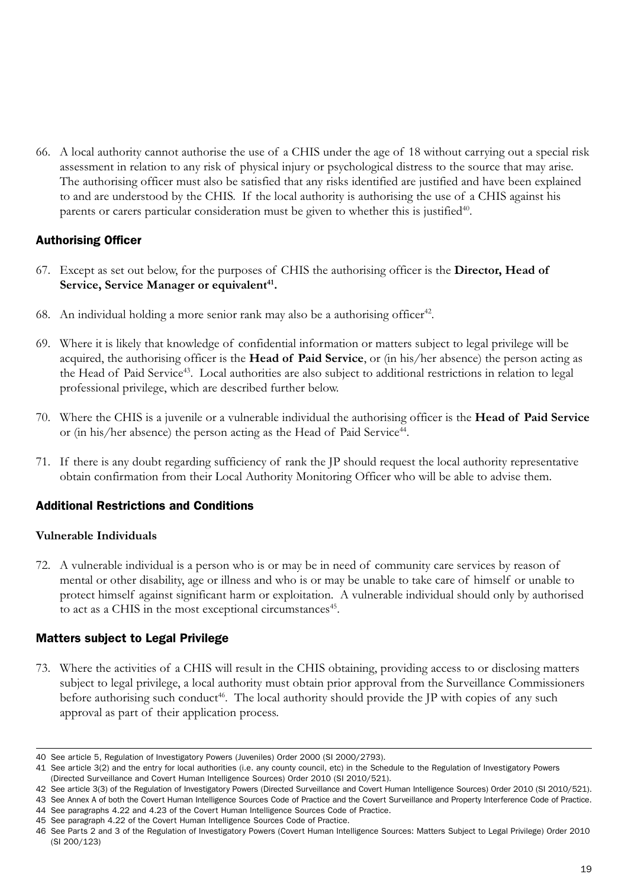66. A local authority cannot authorise the use of a CHIS under the age of 18 without carrying out a special risk assessment in relation to any risk of physical injury or psychological distress to the source that may arise. The authorising officer must also be satisfied that any risks identified are justified and have been explained to and are understood by the CHIS. If the local authority is authorising the use of a CHIS against his parents or carers particular consideration must be given to whether this is justified[40].

## Authorising Officer

67. Except as set out below, for the purposes of CHIS the authorising officer is the **Director, Head of Service, Service Manager or equivalent[41].**

68. An individual holding a more senior rank may also be a authorising officer[42].

69. Where it is likely that knowledge of confidential information or matters subject to legal privilege will be acquired, the authorising officer is the **Head of Paid Service**, or (in his/her absence) the person acting as the Head of Paid Service[43]. Local authorities are also subject to additional restrictions in relation to legal professional privilege, which are described further below.

70. Where the CHIS is a juvenile or a vulnerable individual the authorising officer is the **Head of Paid Service** or (in his/her absence) the person acting as the Head of Paid Service[44].

71. If there is any doubt regarding sufficiency of rank the JP should request the local authority representative obtain confirmation from their Local Authority Monitoring Officer who will be able to advise them.

## Additional Restrictions and Conditions

### Vulnerable Individuals

72. A vulnerable individual is a person who is or may be in need of community care services by reason of mental or other disability, age or illness and who is or may be unable to take care of himself or unable to protect himself against significant harm or exploitation. A vulnerable individual should only by authorised to act as a CHIS in the most exceptional circumstances[45].

## Matters subject to Legal Privilege

73. Where the activities of a CHIS will result in the CHIS obtaining, providing access to or disclosing matters subject to legal privilege, a local authority must obtain prior approval from the Surveillance Commissioners before authorising such conduct[46]. The local authority should provide the JP with copies of any such approval as part of their application process.

---

40 See article 5, Regulation of Investigatory Powers (Juveniles) Order 2000 (SI 2000/2793).

41 See article 3(2) and the entry for local authorities (i.e. any county council, etc) in the Schedule to the Regulation of Investigatory Powers (Directed Surveillance and Covert Human Intelligence Sources) Order 2010 (SI 2010/521).

42 See article 3(3) of the Regulation of Investigatory Powers (Directed Surveillance and Covert Human Intelligence Sources) Order 2010 (SI 2010/521).

43 See Annex A of both the Covert Human Intelligence Sources Code of Practice and the Covert Surveillance and Property Interference Code of Practice.

44 See paragraphs 4.22 and 4.23 of the Covert Human Intelligence Sources Code of Practice.

45 See paragraph 4.22 of the Covert Human Intelligence Sources Code of Practice.

46 See Parts 2 and 3 of the Regulation of Investigatory Powers (Covert Human Intelligence Sources: Matters Subject to Legal Privilege) Order 2010 (SI 200/123)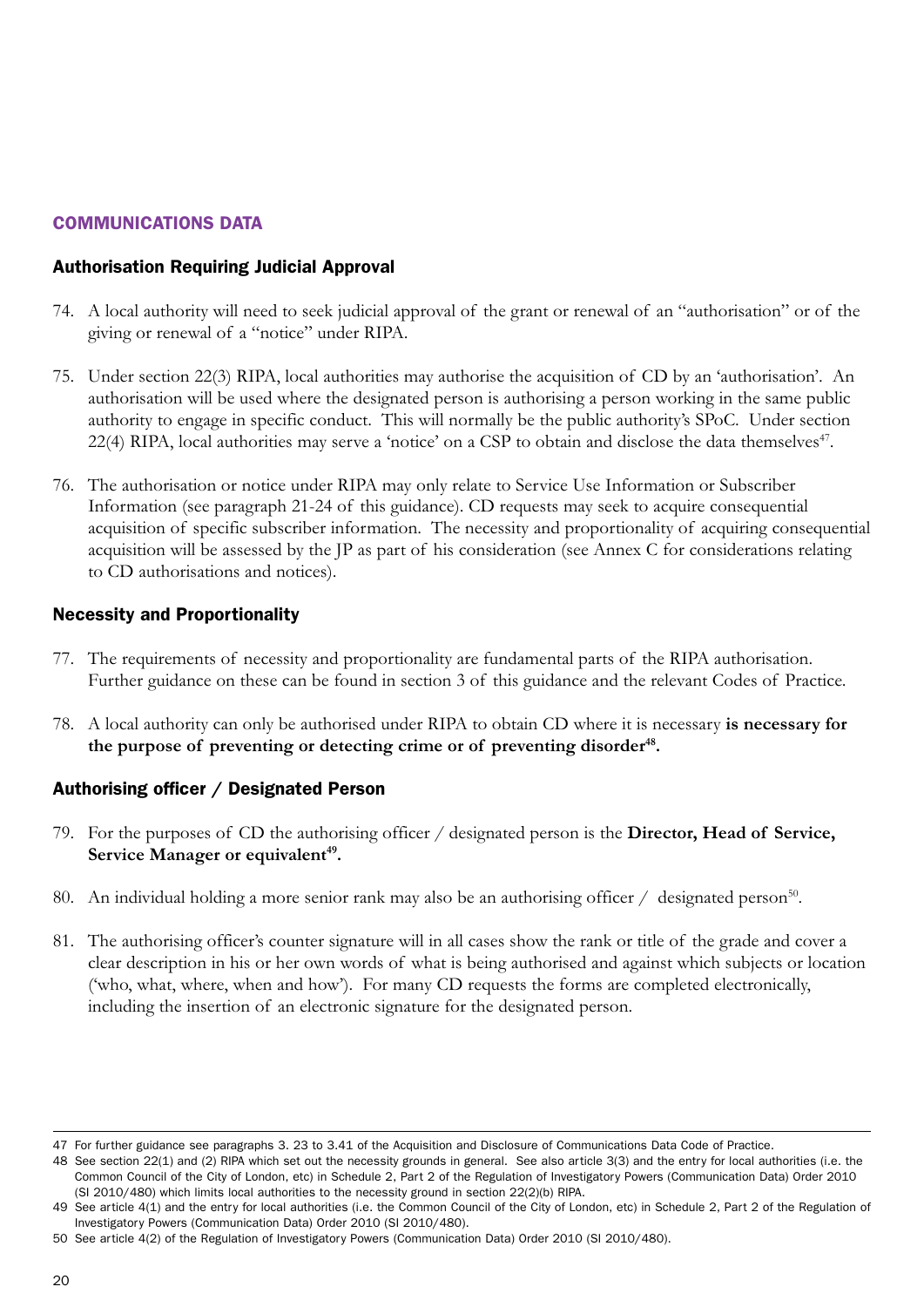## COMMUNICATIONS DATA

### Authorisation Requiring Judicial Approval

74. A local authority will need to seek judicial approval of the grant or renewal of an "authorisation" or of the giving or renewal of a "notice" under RIPA.

75. Under section 22(3) RIPA, local authorities may authorise the acquisition of CD by an 'authorisation'. An authorisation will be used where the designated person is authorising a person working in the same public authority to engage in specific conduct. This will normally be the public authority's SPoC. Under section 22(4) RIPA, local authorities may serve a 'notice' on a CSP to obtain and disclose the data themselves[47].

76. The authorisation or notice under RIPA may only relate to Service Use Information or Subscriber Information (see paragraph 21-24 of this guidance). CD requests may seek to acquire consequential acquisition of specific subscriber information. The necessity and proportionality of acquiring consequential acquisition will be assessed by the JP as part of his consideration (see Annex C for considerations relating to CD authorisations and notices).

### Necessity and Proportionality

77. The requirements of necessity and proportionality are fundamental parts of the RIPA authorisation. Further guidance on these can be found in section 3 of this guidance and the relevant Codes of Practice.

78. A local authority can only be authorised under RIPA to obtain CD where it is necessary **is necessary for the purpose of preventing or detecting crime or of preventing disorder[48].**

### Authorising officer / Designated Person

79. For the purposes of CD the authorising officer / designated person is the **Director, Head of Service, Service Manager or equivalent[49].**

80. An individual holding a more senior rank may also be an authorising officer / designated person[50].

81. The authorising officer's counter signature will in all cases show the rank or title of the grade and cover a clear description in his or her own words of what is being authorised and against which subjects or location ('who, what, where, when and how'). For many CD requests the forms are completed electronically, including the insertion of an electronic signature for the designated person.

---

47 For further guidance see paragraphs 3. 23 to 3.41 of the Acquisition and Disclosure of Communications Data Code of Practice.

48 See section 22(1) and (2) RIPA which set out the necessity grounds in general. See also article 3(3) and the entry for local authorities (i.e. the Common Council of the City of London, etc) in Schedule 2, Part 2 of the Regulation of Investigatory Powers (Communication Data) Order 2010 (SI 2010/480) which limits local authorities to the necessity ground in section 22(2)(b) RIPA.

49 See article 4(1) and the entry for local authorities (i.e. the Common Council of the City of London, etc) in Schedule 2, Part 2 of the Regulation of Investigatory Powers (Communication Data) Order 2010 (SI 2010/480).

50 See article 4(2) of the Regulation of Investigatory Powers (Communication Data) Order 2010 (SI 2010/480).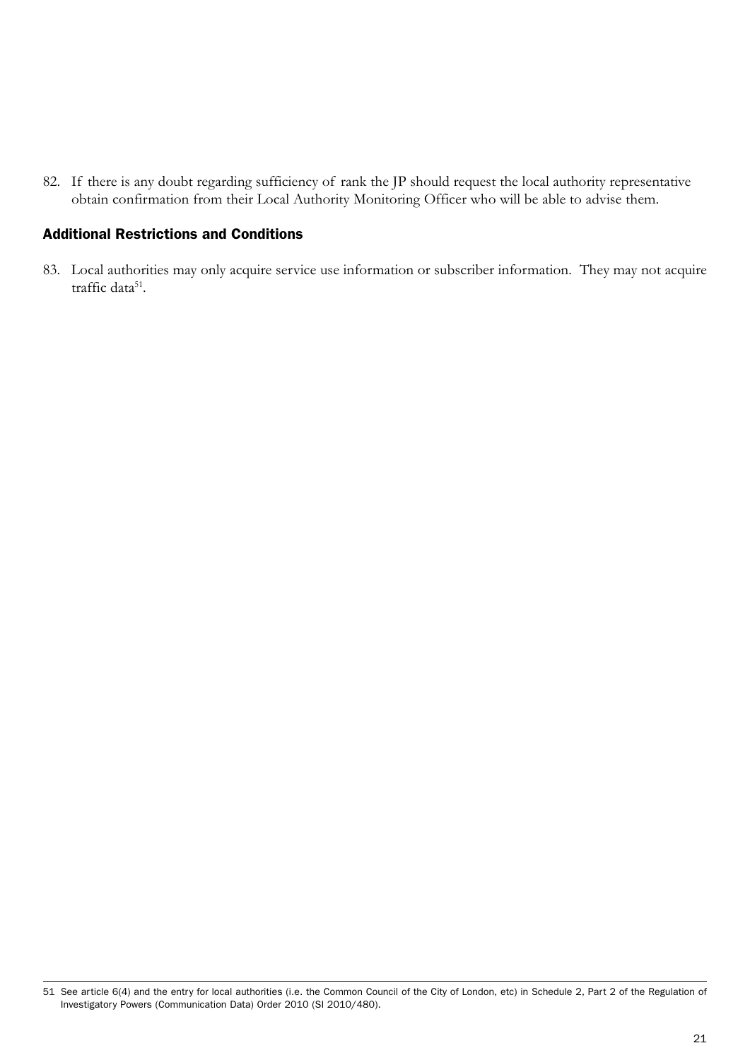82. If there is any doubt regarding sufficiency of rank the JP should request the local authority representative obtain confirmation from their Local Authority Monitoring Officer who will be able to advise them.

### Additional Restrictions and Conditions

83. Local authorities may only acquire service use information or subscriber information. They may not acquire traffic data[51].

---

51 See article 6(4) and the entry for local authorities (i.e. the Common Council of the City of London, etc) in Schedule 2, Part 2 of the Regulation of Investigatory Powers (Communication Data) Order 2010 (SI 2010/480).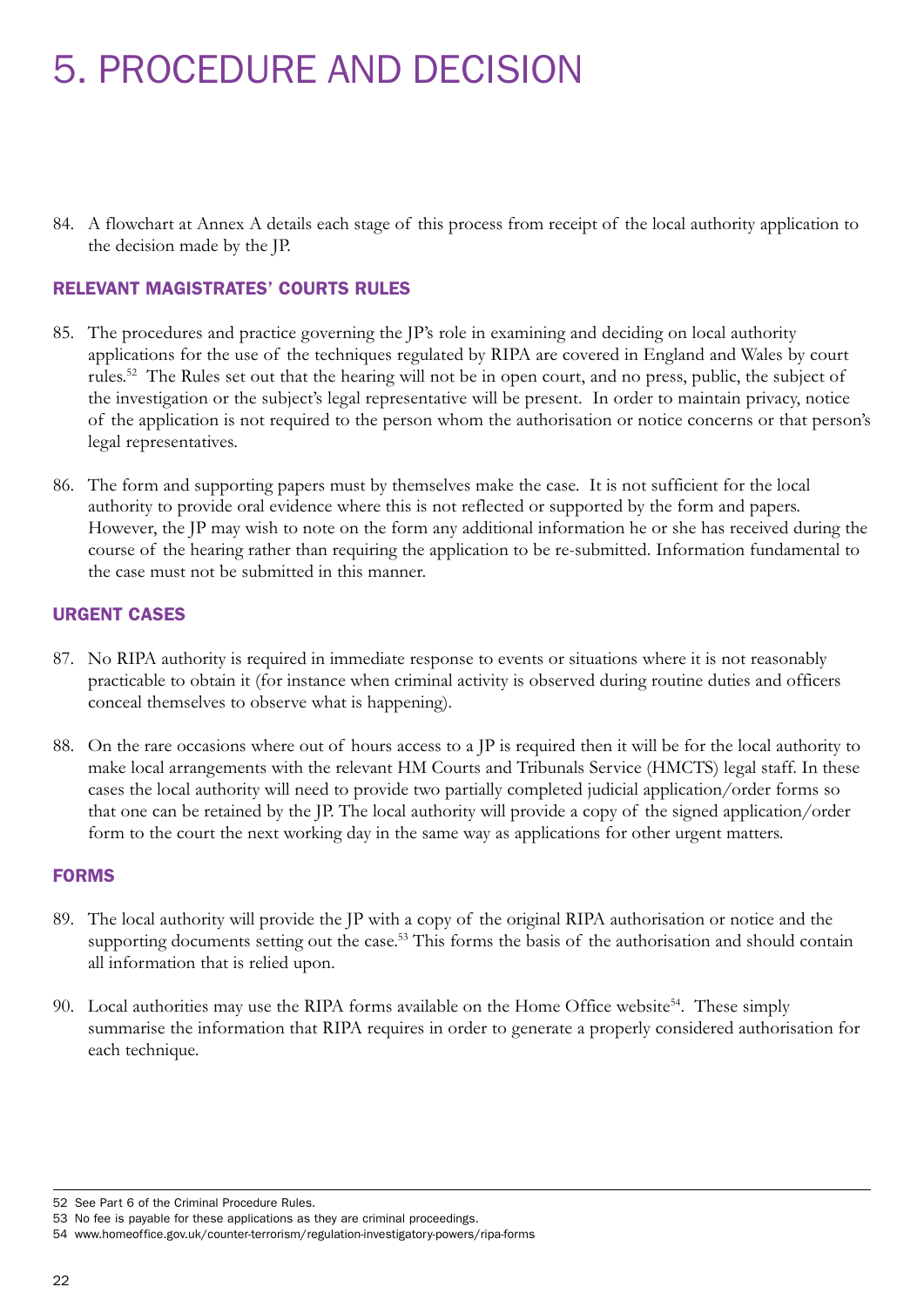# 5. PROCEDURE AND DECISION

84. A flowchart at Annex A details each stage of this process from receipt of the local authority application to the decision made by the JP.

## RELEVANT MAGISTRATES' COURTS RULES

85. The procedures and practice governing the JP's role in examining and deciding on local authority applications for the use of the techniques regulated by RIPA are covered in England and Wales by court rules.[52] The Rules set out that the hearing will not be in open court, and no press, public, the subject of the investigation or the subject's legal representative will be present. In order to maintain privacy, notice of the application is not required to the person whom the authorisation or notice concerns or that person's legal representatives.

86. The form and supporting papers must by themselves make the case. It is not sufficient for the local authority to provide oral evidence where this is not reflected or supported by the form and papers. However, the JP may wish to note on the form any additional information he or she has received during the course of the hearing rather than requiring the application to be re-submitted. Information fundamental to the case must not be submitted in this manner.

## URGENT CASES

87. No RIPA authority is required in immediate response to events or situations where it is not reasonably practicable to obtain it (for instance when criminal activity is observed during routine duties and officers conceal themselves to observe what is happening).

88. On the rare occasions where out of hours access to a JP is required then it will be for the local authority to make local arrangements with the relevant HM Courts and Tribunals Service (HMCTS) legal staff. In these cases the local authority will need to provide two partially completed judicial application/order forms so that one can be retained by the JP. The local authority will provide a copy of the signed application/order form to the court the next working day in the same way as applications for other urgent matters.

## FORMS

89. The local authority will provide the JP with a copy of the original RIPA authorisation or notice and the supporting documents setting out the case.[53] This forms the basis of the authorisation and should contain all information that is relied upon.

90. Local authorities may use the RIPA forms available on the Home Office website[54]. These simply summarise the information that RIPA requires in order to generate a properly considered authorisation for each technique.

---

52 See Part 6 of the Criminal Procedure Rules.

53 No fee is payable for these applications as they are criminal proceedings.

54 www.homeoffice.gov.uk/counter-terrorism/regulation-investigatory-powers/ripa-forms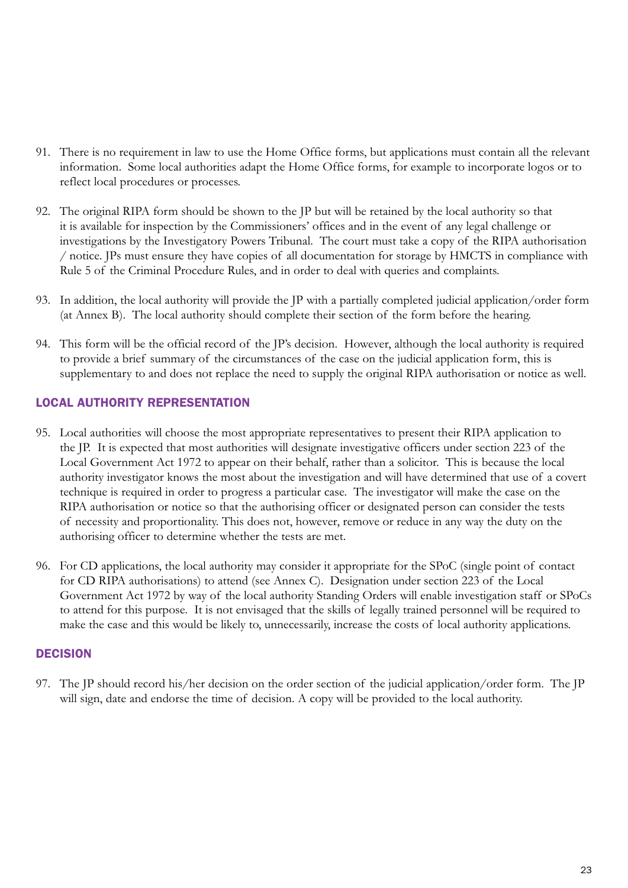91. There is no requirement in law to use the Home Office forms, but applications must contain all the relevant information. Some local authorities adapt the Home Office forms, for example to incorporate logos or to reflect local procedures or processes.

92. The original RIPA form should be shown to the JP but will be retained by the local authority so that it is available for inspection by the Commissioners' offices and in the event of any legal challenge or investigations by the Investigatory Powers Tribunal. The court must take a copy of the RIPA authorisation / notice. JPs must ensure they have copies of all documentation for storage by HMCTS in compliance with Rule 5 of the Criminal Procedure Rules, and in order to deal with queries and complaints.

93. In addition, the local authority will provide the JP with a partially completed judicial application/order form (at Annex B). The local authority should complete their section of the form before the hearing.

94. This form will be the official record of the JP's decision. However, although the local authority is required to provide a brief summary of the circumstances of the case on the judicial application form, this is supplementary to and does not replace the need to supply the original RIPA authorisation or notice as well.

## LOCAL AUTHORITY REPRESENTATION

95. Local authorities will choose the most appropriate representatives to present their RIPA application to the JP. It is expected that most authorities will designate investigative officers under section 223 of the Local Government Act 1972 to appear on their behalf, rather than a solicitor. This is because the local authority investigator knows the most about the investigation and will have determined that use of a covert technique is required in order to progress a particular case. The investigator will make the case on the RIPA authorisation or notice so that the authorising officer or designated person can consider the tests of necessity and proportionality. This does not, however, remove or reduce in any way the duty on the authorising officer to determine whether the tests are met.

96. For CD applications, the local authority may consider it appropriate for the SPoC (single point of contact for CD RIPA authorisations) to attend (see Annex C). Designation under section 223 of the Local Government Act 1972 by way of the local authority Standing Orders will enable investigation staff or SPoCs to attend for this purpose. It is not envisaged that the skills of legally trained personnel will be required to make the case and this would be likely to, unnecessarily, increase the costs of local authority applications.

## DECISION

97. The JP should record his/her decision on the order section of the judicial application/order form. The JP will sign, date and endorse the time of decision. A copy will be provided to the local authority.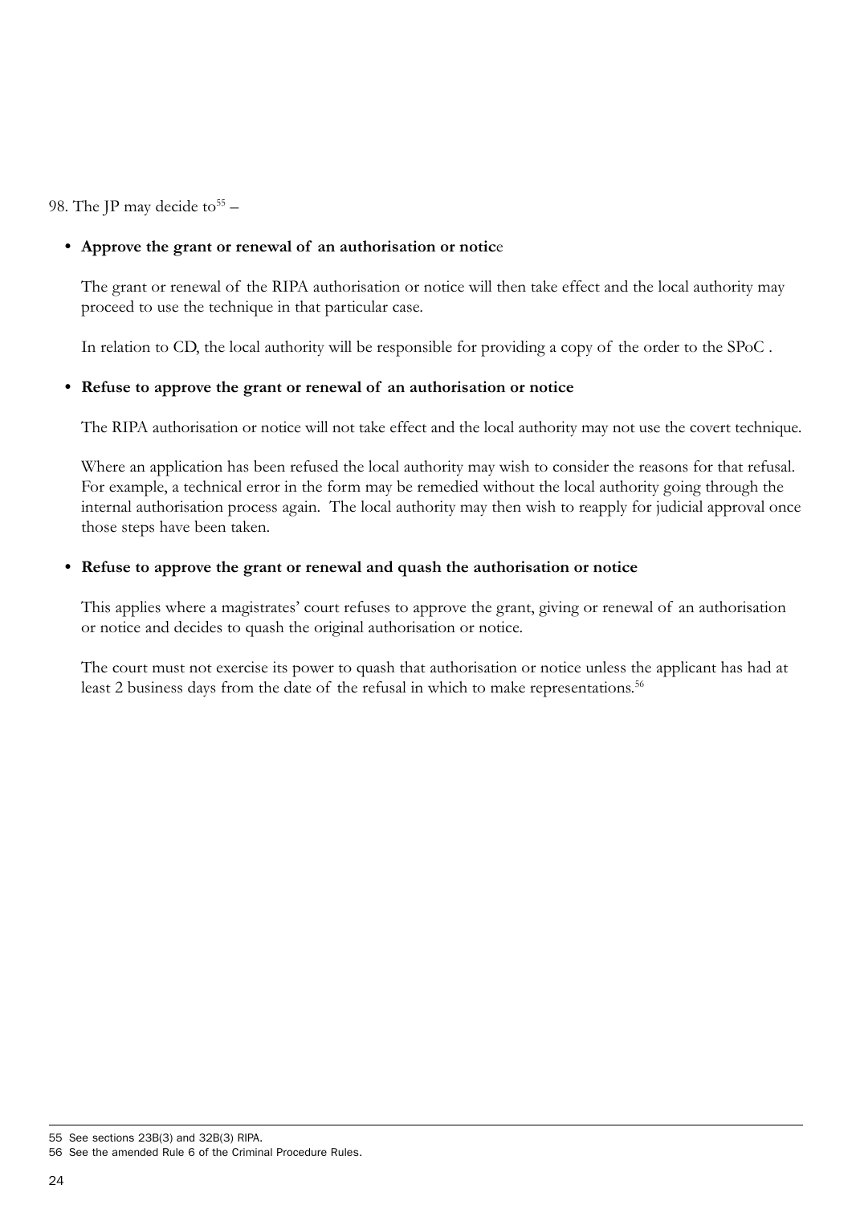98. The JP may decide to[55] –

- **Approve the grant or renewal of an authorisation or notice**

  The grant or renewal of the RIPA authorisation or notice will then take effect and the local authority may proceed to use the technique in that particular case.

  In relation to CD, the local authority will be responsible for providing a copy of the order to the SPoC .

- **Refuse to approve the grant or renewal of an authorisation or notice**

  The RIPA authorisation or notice will not take effect and the local authority may not use the covert technique.

  Where an application has been refused the local authority may wish to consider the reasons for that refusal. For example, a technical error in the form may be remedied without the local authority going through the internal authorisation process again. The local authority may then wish to reapply for judicial approval once those steps have been taken.

- **Refuse to approve the grant or renewal and quash the authorisation or notice**

  This applies where a magistrates' court refuses to approve the grant, giving or renewal of an authorisation or notice and decides to quash the original authorisation or notice.

  The court must not exercise its power to quash that authorisation or notice unless the applicant has had at least 2 business days from the date of the refusal in which to make representations.[56]

---

55 See sections 23B(3) and 32B(3) RIPA.

56 See the amended Rule 6 of the Criminal Procedure Rules.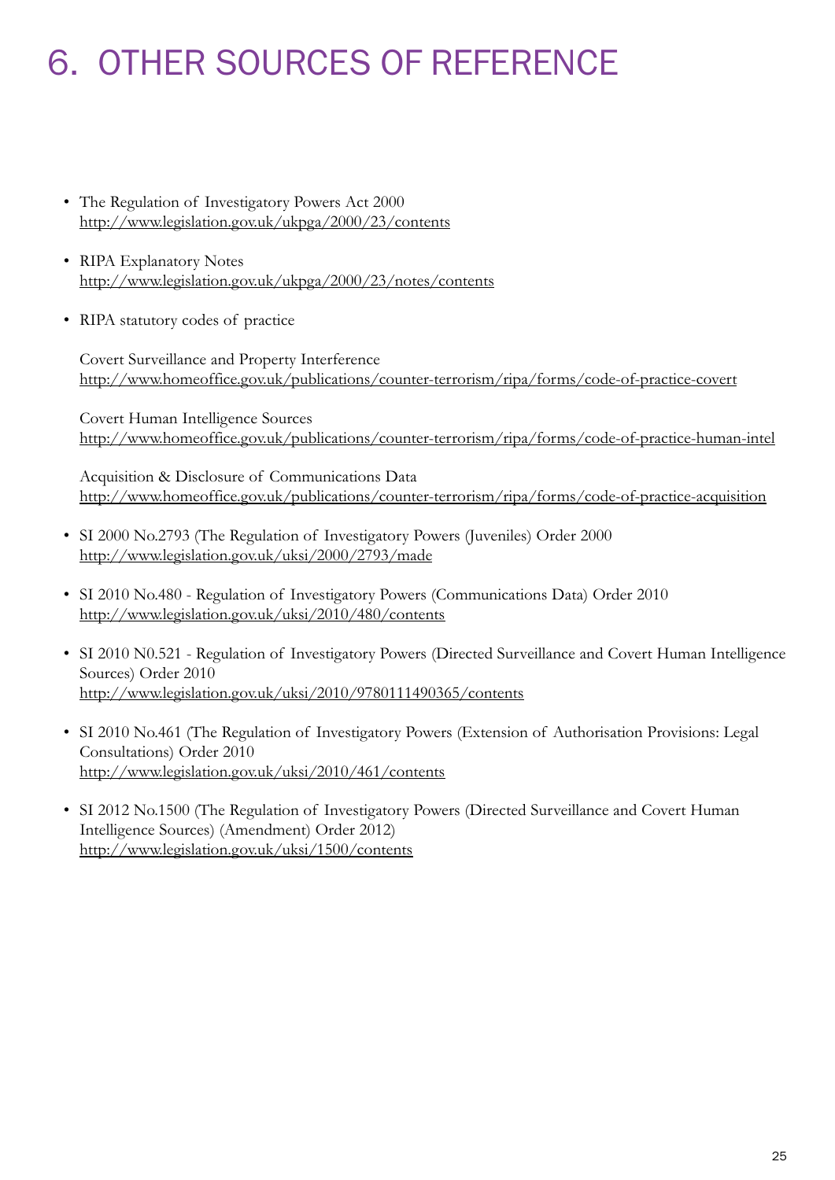# 6. OTHER SOURCES OF REFERENCE

- The Regulation of Investigatory Powers Act 2000
  http://www.legislation.gov.uk/ukpga/2000/23/contents

- RIPA Explanatory Notes
  http://www.legislation.gov.uk/ukpga/2000/23/notes/contents

- RIPA statutory codes of practice

  Covert Surveillance and Property Interference
  http://www.homeoffice.gov.uk/publications/counter-terrorism/ripa/forms/code-of-practice-covert

  Covert Human Intelligence Sources
  http://www.homeoffice.gov.uk/publications/counter-terrorism/ripa/forms/code-of-practice-human-intel

  Acquisition & Disclosure of Communications Data
  http://www.homeoffice.gov.uk/publications/counter-terrorism/ripa/forms/code-of-practice-acquisition

- SI 2000 No.2793 (The Regulation of Investigatory Powers (Juveniles) Order 2000
  http://www.legislation.gov.uk/uksi/2000/2793/made

- SI 2010 No.480 - Regulation of Investigatory Powers (Communications Data) Order 2010
  http://www.legislation.gov.uk/uksi/2010/480/contents

- SI 2010 N0.521 - Regulation of Investigatory Powers (Directed Surveillance and Covert Human Intelligence Sources) Order 2010
  http://www.legislation.gov.uk/uksi/2010/9780111490365/contents

- SI 2010 No.461 (The Regulation of Investigatory Powers (Extension of Authorisation Provisions: Legal Consultations) Order 2010
  http://www.legislation.gov.uk/uksi/2010/461/contents

- SI 2012 No.1500 (The Regulation of Investigatory Powers (Directed Surveillance and Covert Human Intelligence Sources) (Amendment) Order 2012)
  http://www.legislation.gov.uk/uksi/1500/contents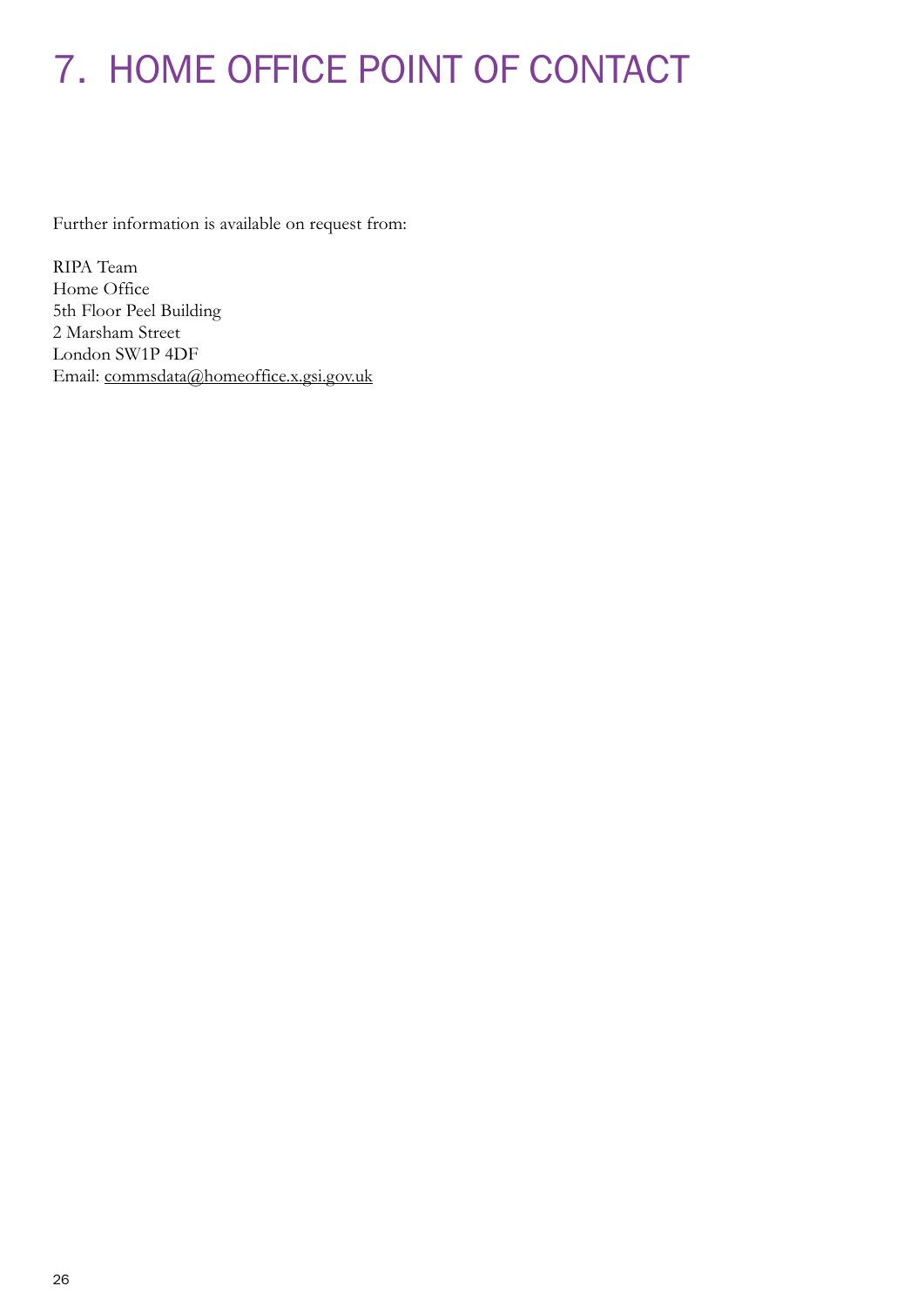# 7. HOME OFFICE POINT OF CONTACT

Further information is available on request from:

RIPA Team
Home Office
5th Floor Peel Building
2 Marsham Street
London SW1P 4DF
Email: commsdata@homeoffice.x.gsi.gov.uk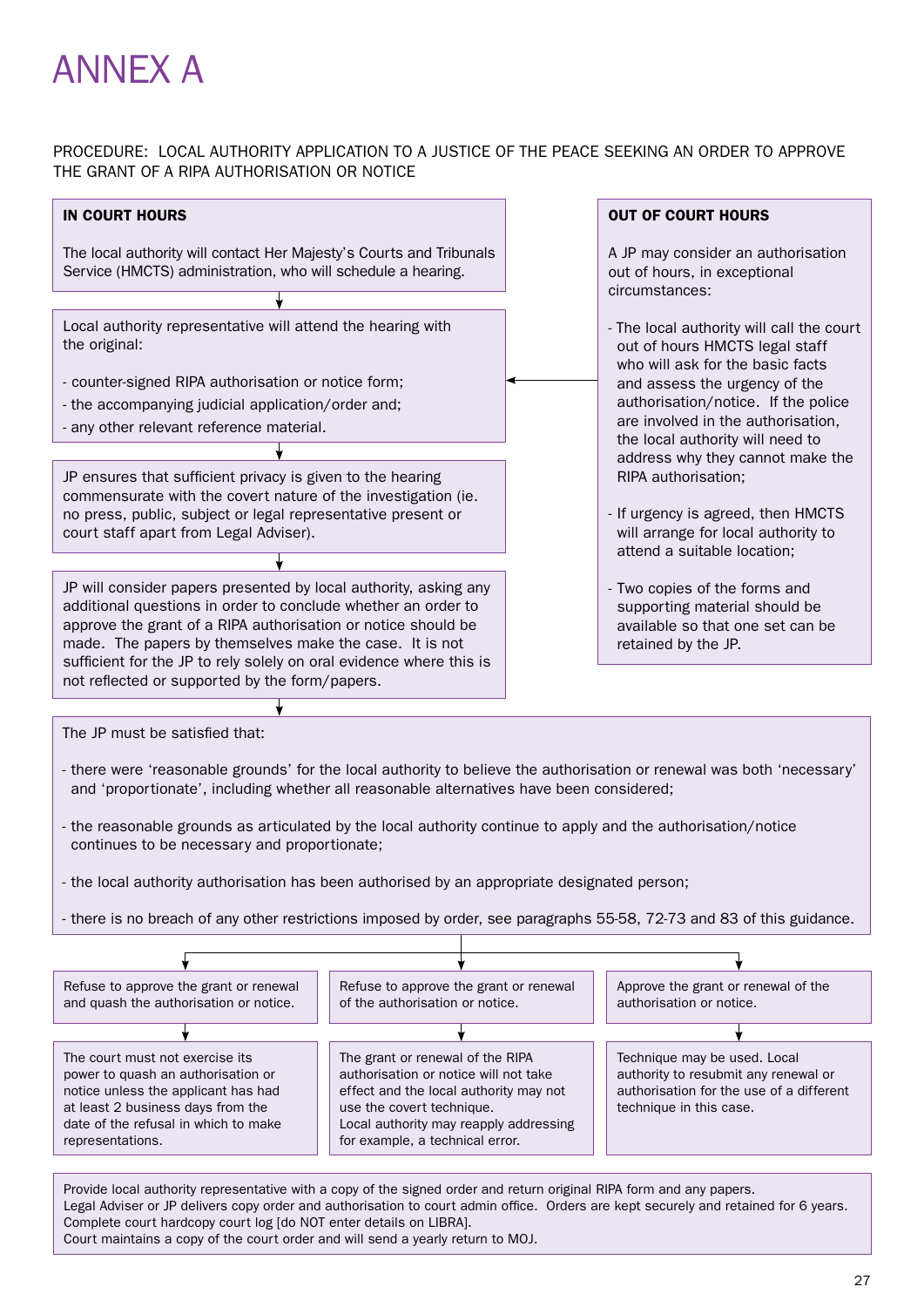# ANNEX A

PROCEDURE: LOCAL AUTHORITY APPLICATION TO A JUSTICE OF THE PEACE SEEKING AN ORDER TO APPROVE THE GRANT OF A RIPA AUTHORISATION OR NOTICE

**IN COURT HOURS**

The local authority will contact Her Majesty's Courts and Tribunals Service (HMCTS) administration, who will schedule a hearing.

Local authority representative will attend the hearing with the original:

- counter-signed RIPA authorisation or notice form;
- the accompanying judicial application/order and;
- any other relevant reference material.

JP ensures that sufficient privacy is given to the hearing commensurate with the covert nature of the investigation (ie. no press, public, subject or legal representative present or court staff apart from Legal Adviser).

JP will consider papers presented by local authority, asking any additional questions in order to conclude whether an order to approve the grant of a RIPA authorisation or notice should be made. The papers by themselves make the case. It is not sufficient for the JP to rely solely on oral evidence where this is not reflected or supported by the form/papers.

**OUT OF COURT HOURS**

A JP may consider an authorisation out of hours, in exceptional circumstances:

- The local authority will call the court out of hours HMCTS legal staff who will ask for the basic facts and assess the urgency of the authorisation/notice. If the police are involved in the investigation, the local authority will need to address why they cannot make the RIPA authorisation;
- If urgency is agreed, then HMCTS will arrange for local authority to attend a suitable location;
- Two copies of the forms and supporting material should be available so that one set can be retained by the JP.

The JP must be satisfied that:

- there were 'reasonable grounds' for the local authority to believe the authorisation or renewal was both 'necessary' and 'proportionate', including whether all reasonable alternatives have been considered;
- the reasonable grounds as articulated by the local authority continue to apply and the authorisation/notice continues to be necessary and proportionate;
- the local authority authorisation has been authorised by an appropriate designated person;
- there is no breach of any other restrictions imposed by order, see paragraphs 55-58, 72-73 and 83 of this guidance.

| Refuse to approve the grant or renewal and quash the authorisation or notice. | Refuse to approve the grant or renewal of the authorisation or notice. | Approve the grant or renewal of the authorisation or notice. |
| --- | --- | --- |
| The court must not exercise its power to quash an authorisation or notice unless the applicant has had at least 2 business days from the date of the refusal in which to make representations. | The grant or renewal of the RIPA authorisation or notice will not take effect and the local authority may not use the covert technique. Local authority may reapply addressing for example, a technical error. | Technique may be used. Local authority to resubmit any renewal or authorisation for the use of a different technique in this case. |

Provide local authority representative with a copy of the signed order and return original RIPA form and any papers.
Legal Adviser or JP delivers copy order and authorisation to court admin office. Orders are kept securely and retained for 6 years.
Complete court hardcopy court log [do NOT enter details on LIBRA].
Court maintains a copy of the court order and will send a yearly return to MOJ.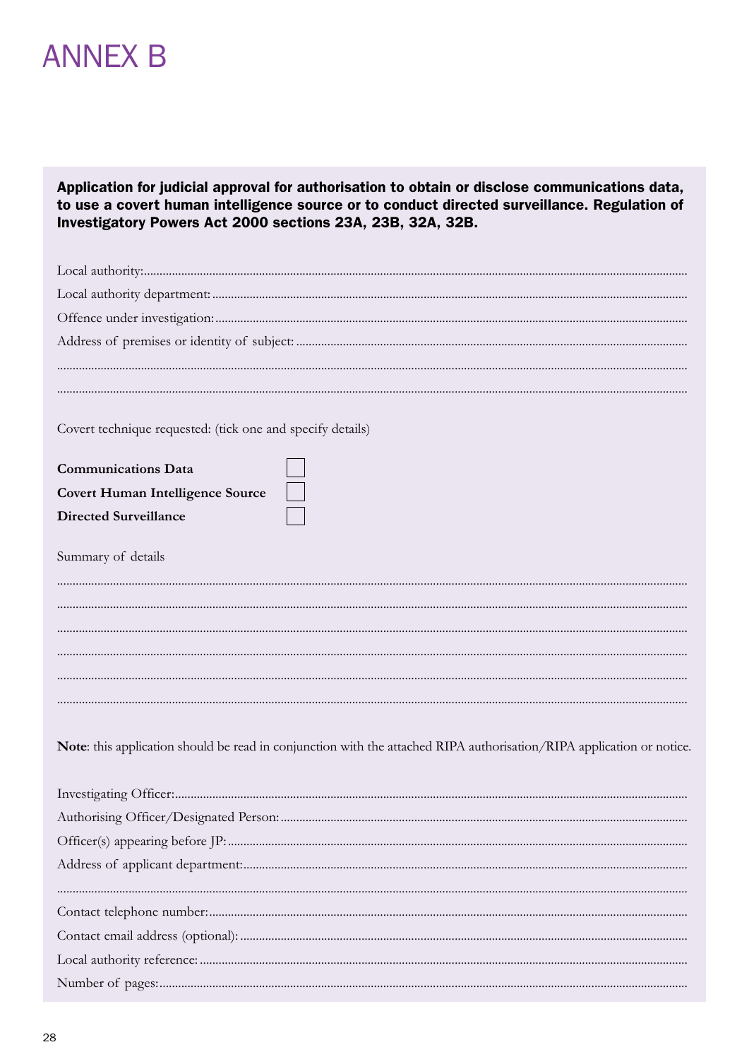# ANNEX B

**Application for judicial approval for authorisation to obtain or disclose communications data, to use a covert human intelligence source or to conduct directed surveillance. Regulation of Investigatory Powers Act 2000 sections 23A, 23B, 32A, 32B.**

Local authority:...........................................................................................................................................................

Local authority department: .......................................................................................................................................

Offence under investigation:.......................................................................................................................................

Address of premises or identity of subject: ............................................................................................................

...........................................................................................................................................................................................

...........................................................................................................................................................................................

Covert technique requested: (tick one and specify details)

**Communications Data** ☐

**Covert Human Intelligence Source** ☐

**Directed Surveillance** ☐

Summary of details

...........................................................................................................................................................................................

...........................................................................................................................................................................................

...........................................................................................................................................................................................

...........................................................................................................................................................................................

...........................................................................................................................................................................................

...........................................................................................................................................................................................

**Note**: this application should be read in conjunction with the attached RIPA authorisation/RIPA application or notice.

Investigating Officer:...................................................................................................................................................

Authorising Officer/Designated Person: .................................................................................................................

Officer(s) appearing before JP: .................................................................................................................................

Address of applicant department:.............................................................................................................................

...........................................................................................................................................................................................

Contact telephone number:........................................................................................................................................

Contact email address (optional): .............................................................................................................................

Local authority reference: ..........................................................................................................................................

Number of pages:.........................................................................................................................................................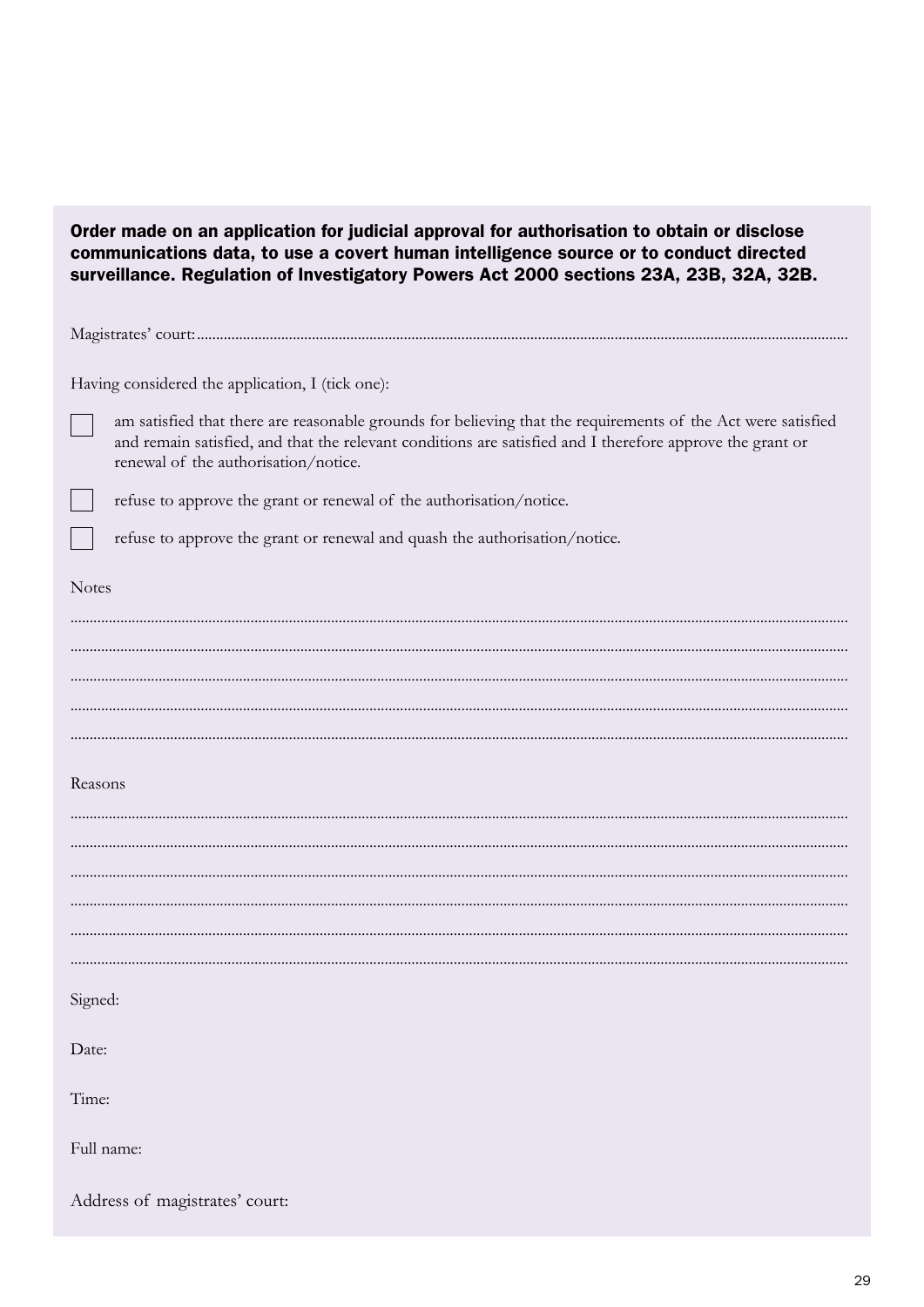**Order made on an application for judicial approval for authorisation to obtain or disclose communications data, to use a covert human intelligence source or to conduct directed surveillance. Regulation of Investigatory Powers Act 2000 sections 23A, 23B, 32A, 32B.**

Magistrates' court:.......................................................................................................................................................

Having considered the application, I (tick one):

- ☐ am satisfied that there are reasonable grounds for believing that the requirements of the Act were satisfied and remain satisfied, and that the relevant conditions are satisfied and I therefore approve the grant or renewal of the authorisation/notice.
- ☐ refuse to approve the grant or renewal of the authorisation/notice.
- ☐ refuse to approve the grant or renewal and quash the authorisation/notice.

Notes

..........................................................................................................................................................................

..........................................................................................................................................................................

..........................................................................................................................................................................

..........................................................................................................................................................................

..........................................................................................................................................................................

Reasons

..........................................................................................................................................................................

..........................................................................................................................................................................

..........................................................................................................................................................................

..........................................................................................................................................................................

..........................................................................................................................................................................

..........................................................................................................................................................................

Signed:

Date:

Time:

Full name:

Address of magistrates' court: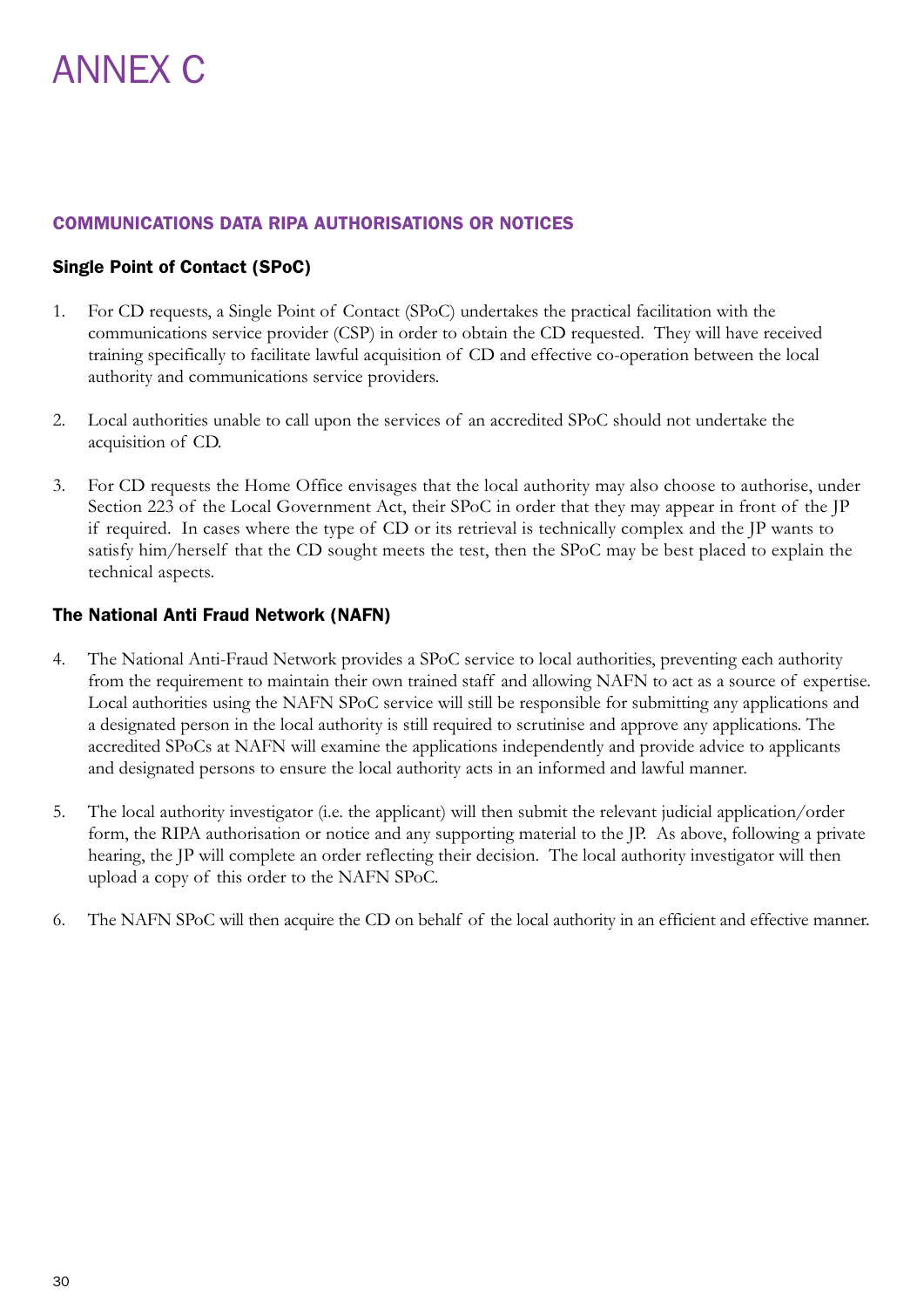# ANNEX C

## COMMUNICATIONS DATA RIPA AUTHORISATIONS OR NOTICES

### Single Point of Contact (SPoC)

1. For CD requests, a Single Point of Contact (SPoC) undertakes the practical facilitation with the communications service provider (CSP) in order to obtain the CD requested. They will have received training specifically to facilitate lawful acquisition of CD and effective co-operation between the local authority and communications service providers.

2. Local authorities unable to call upon the services of an accredited SPoC should not undertake the acquisition of CD.

3. For CD requests the Home Office envisages that the local authority may also choose to authorise, under Section 223 of the Local Government Act, their SPoC in order that they may appear in front of the JP if required. In cases where the type of CD or its retrieval is technically complex and the JP wants to satisfy him/herself that the CD sought meets the test, then the SPoC may be best placed to explain the technical aspects.

### The National Anti Fraud Network (NAFN)

4. The National Anti-Fraud Network provides a SPoC service to local authorities, preventing each authority from the requirement to maintain their own trained staff and allowing NAFN to act as a source of expertise. Local authorities using the NAFN SPoC service will still be responsible for submitting any applications and a designated person in the local authority is still required to scrutinise and approve any applications. The accredited SPoCs at NAFN will examine the applications independently and provide advice to applicants and designated persons to ensure the local authority acts in an informed and lawful manner.

5. The local authority investigator (i.e. the applicant) will then submit the relevant judicial application/order form, the RIPA authorisation or notice and any supporting material to the JP. As above, following a private hearing, the JP will complete an order reflecting their decision. The local authority investigator will then upload a copy of this order to the NAFN SPoC.

6. The NAFN SPoC will then acquire the CD on behalf of the local authority in an efficient and effective manner.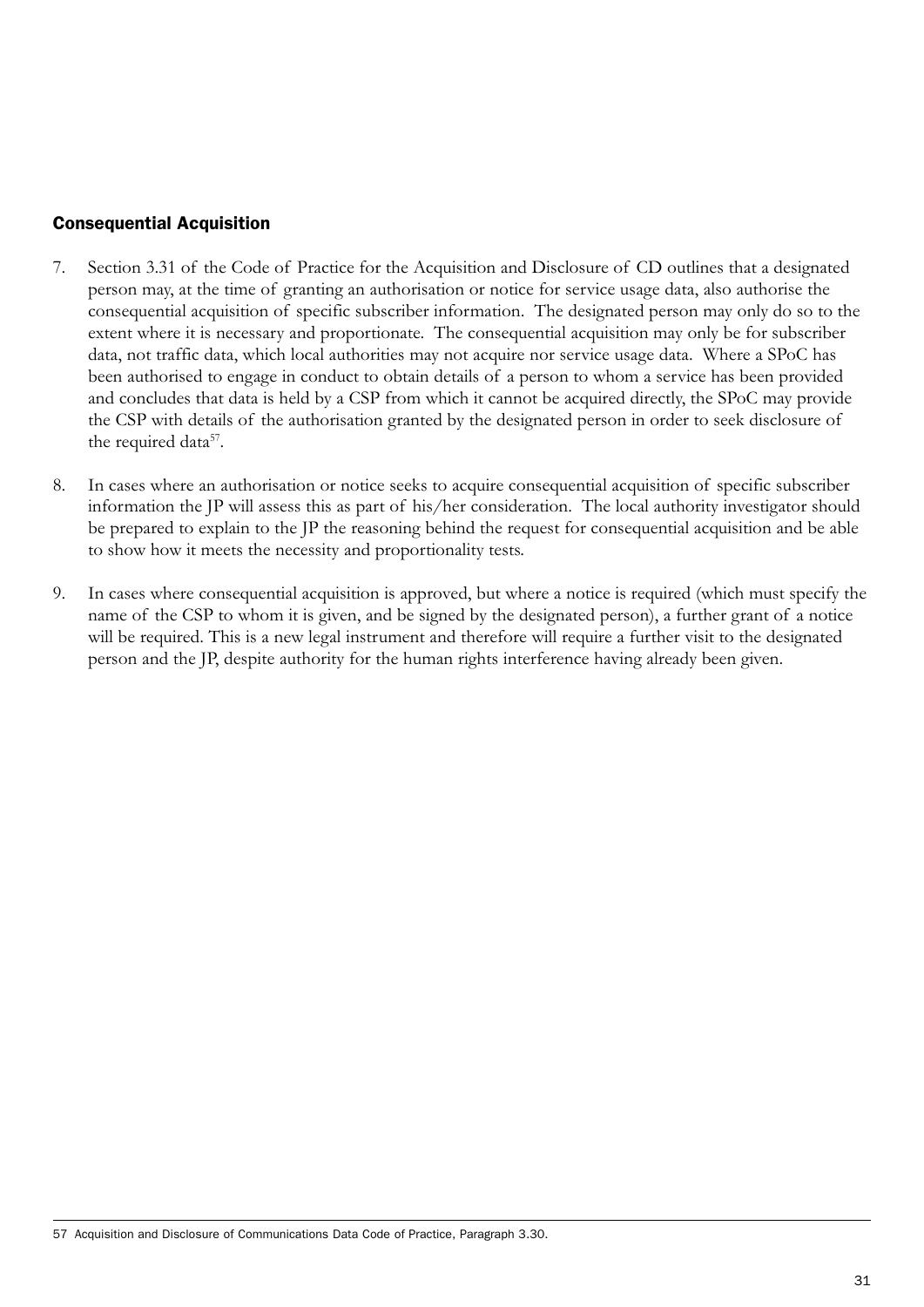## Consequential Acquisition

7. Section 3.31 of the Code of Practice for the Acquisition and Disclosure of CD outlines that a designated person may, at the time of granting an authorisation or notice for service usage data, also authorise the consequential acquisition of specific subscriber information. The designated person may only do so to the extent where it is necessary and proportionate. The consequential acquisition may only be for subscriber data, not traffic data, which local authorities may not acquire nor service usage data. Where a SPoC has been authorised to engage in conduct to obtain details of a person to whom a service has been provided and concludes that data is held by a CSP from which it cannot be acquired directly, the SPoC may provide the CSP with details of the authorisation granted by the designated person in order to seek disclosure of the required data[57].

8. In cases where an authorisation or notice seeks to acquire consequential acquisition of specific subscriber information the JP will assess this as part of his/her consideration. The local authority investigator should be prepared to explain to the JP the reasoning behind the request for consequential acquisition and be able to show how it meets the necessity and proportionality tests.

9. In cases where consequential acquisition is approved, but where a notice is required (which must specify the name of the CSP to whom it is given, and be signed by the designated person), a further grant of a notice will be required. This is a new legal instrument and therefore will require a further visit to the designated person and the JP, despite authority for the human rights interference having already been given.

---

57 Acquisition and Disclosure of Communications Data Code of Practice, Paragraph 3.30.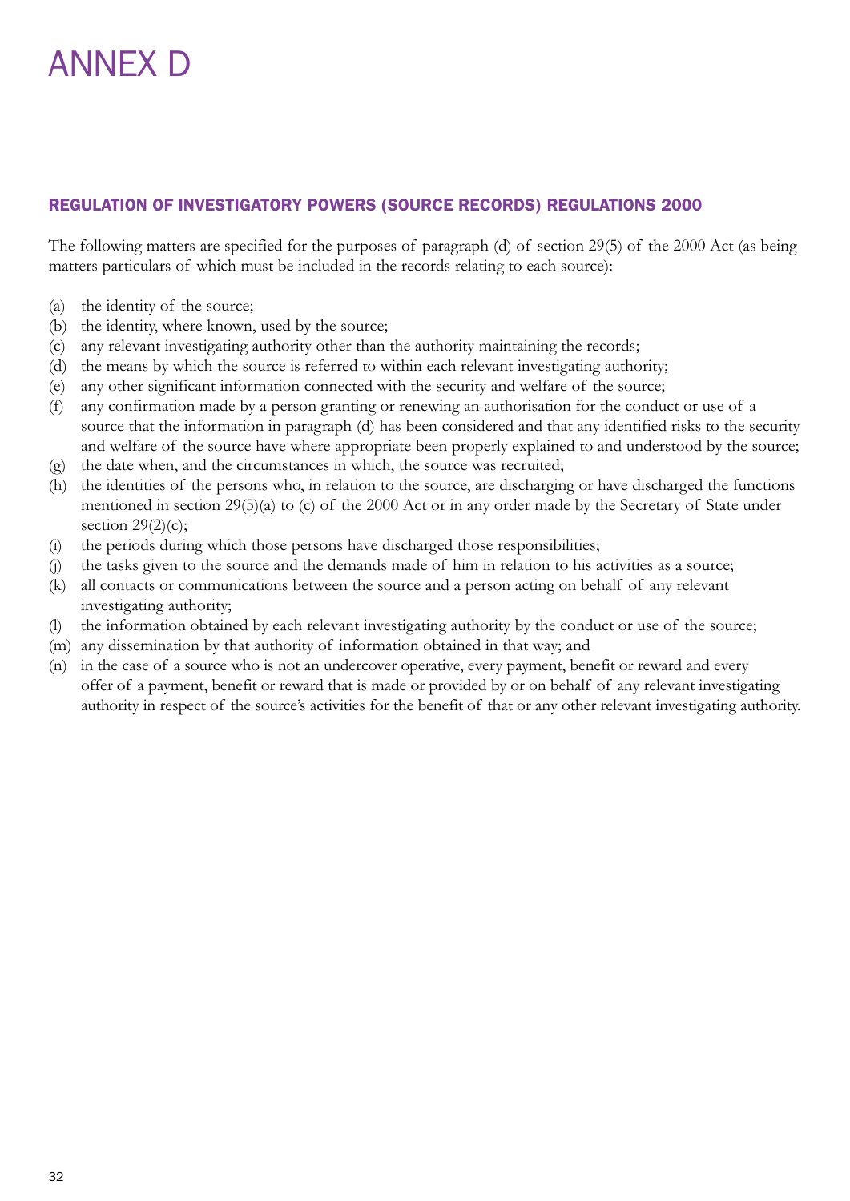# ANNEX D

### REGULATION OF INVESTIGATORY POWERS (SOURCE RECORDS) REGULATIONS 2000

The following matters are specified for the purposes of paragraph (d) of section 29(5) of the 2000 Act (as being matters particulars of which must be included in the records relating to each source):

(a) the identity of the source;
(b) the identity, where known, used by the source;
(c) any relevant investigating authority other than the authority maintaining the records;
(d) the means by which the source is referred to within each relevant investigating authority;
(e) any other significant information connected with the security and welfare of the source;
(f) any confirmation made by a person granting or renewing an authorisation for the conduct or use of a source that the information in paragraph (d) has been considered and that any identified risks to the security and welfare of the source have where appropriate been properly explained to and understood by the source;
(g) the date when, and the circumstances in which, the source was recruited;
(h) the identities of the persons who, in relation to the source, are discharging or have discharged the functions mentioned in section 29(5)(a) to (c) of the 2000 Act or in any order made by the Secretary of State under section 29(2)(c);
(i) the periods during which those persons have discharged those responsibilities;
(j) the tasks given to the source and the demands made of him in relation to his activities as a source;
(k) all contacts or communications between the source and a person acting on behalf of any relevant investigating authority;
(l) the information obtained by each relevant investigating authority by the conduct or use of the source;
(m) any dissemination by that authority of information obtained in that way; and
(n) in the case of a source who is not an undercover operative, every payment, benefit or reward and every offer of a payment, benefit or reward that is made or provided by or on behalf of any relevant investigating authority in respect of the source's activities for the benefit of that or any other relevant investigating authority.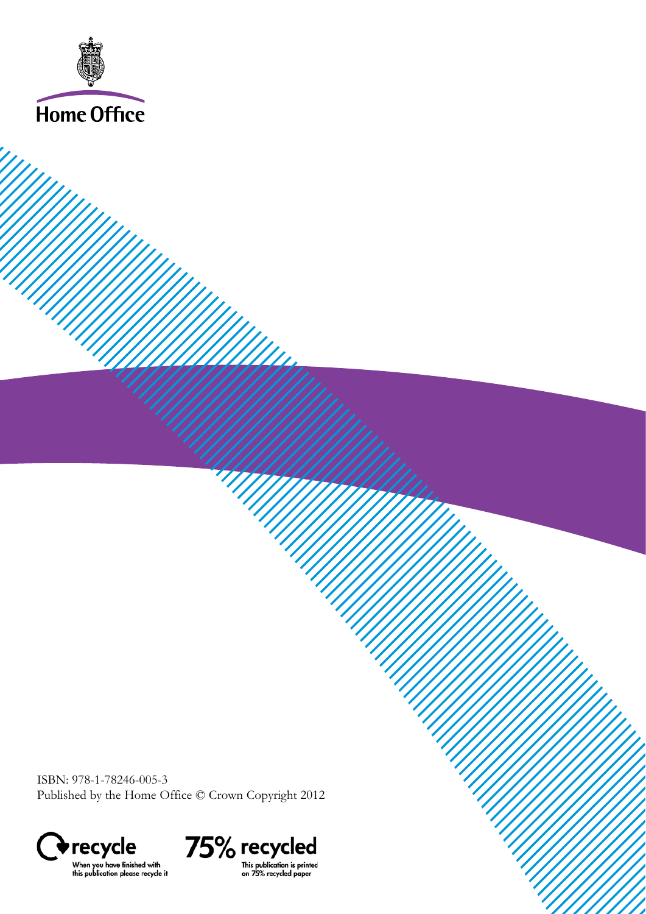Home Office

ISBN: 978-1-78246-005-3
Published by the Home Office © Crown Copyright 2012

recycle
When you have finished with this publication please recycle it

75% recycled
This publication is printed on 75% recycled paper